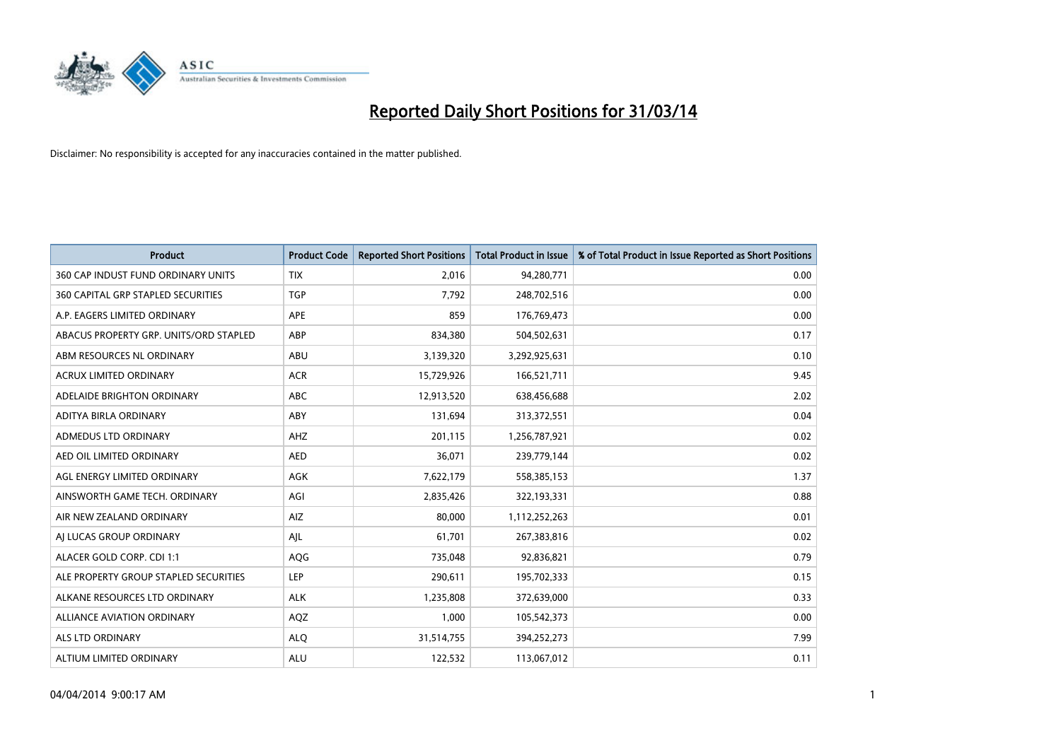# Reported Daily Short Positions for 31/03/14

Disclaimer: No responsibility is accepted for any inaccuracies contained in the matter published.

| Product | Product Code | Reported Short Positions | Total Product in Issue | % of Total Product in Issue Reported as Short Positions |
|---|---|---|---|---|
| 360 CAP INDUST FUND ORDINARY UNITS | TIX | 2,016 | 94,280,771 | 0.00 |
| 360 CAPITAL GRP STAPLED SECURITIES | TGP | 7,792 | 248,702,516 | 0.00 |
| A.P. EAGERS LIMITED ORDINARY | APE | 859 | 176,769,473 | 0.00 |
| ABACUS PROPERTY GRP. UNITS/ORD STAPLED | ABP | 834,380 | 504,502,631 | 0.17 |
| ABM RESOURCES NL ORDINARY | ABU | 3,139,320 | 3,292,925,631 | 0.10 |
| ACRUX LIMITED ORDINARY | ACR | 15,729,926 | 166,521,711 | 9.45 |
| ADELAIDE BRIGHTON ORDINARY | ABC | 12,913,520 | 638,456,688 | 2.02 |
| ADITYA BIRLA ORDINARY | ABY | 131,694 | 313,372,551 | 0.04 |
| ADMEDUS LTD ORDINARY | AHZ | 201,115 | 1,256,787,921 | 0.02 |
| AED OIL LIMITED ORDINARY | AED | 36,071 | 239,779,144 | 0.02 |
| AGL ENERGY LIMITED ORDINARY | AGK | 7,622,179 | 558,385,153 | 1.37 |
| AINSWORTH GAME TECH. ORDINARY | AGI | 2,835,426 | 322,193,331 | 0.88 |
| AIR NEW ZEALAND ORDINARY | AIZ | 80,000 | 1,112,252,263 | 0.01 |
| AJ LUCAS GROUP ORDINARY | AJL | 61,701 | 267,383,816 | 0.02 |
| ALACER GOLD CORP. CDI 1:1 | AQG | 735,048 | 92,836,821 | 0.79 |
| ALE PROPERTY GROUP STAPLED SECURITIES | LEP | 290,611 | 195,702,333 | 0.15 |
| ALKANE RESOURCES LTD ORDINARY | ALK | 1,235,808 | 372,639,000 | 0.33 |
| ALLIANCE AVIATION ORDINARY | AQZ | 1,000 | 105,542,373 | 0.00 |
| ALS LTD ORDINARY | ALQ | 31,514,755 | 394,252,273 | 7.99 |
| ALTIUM LIMITED ORDINARY | ALU | 122,532 | 113,067,012 | 0.11 |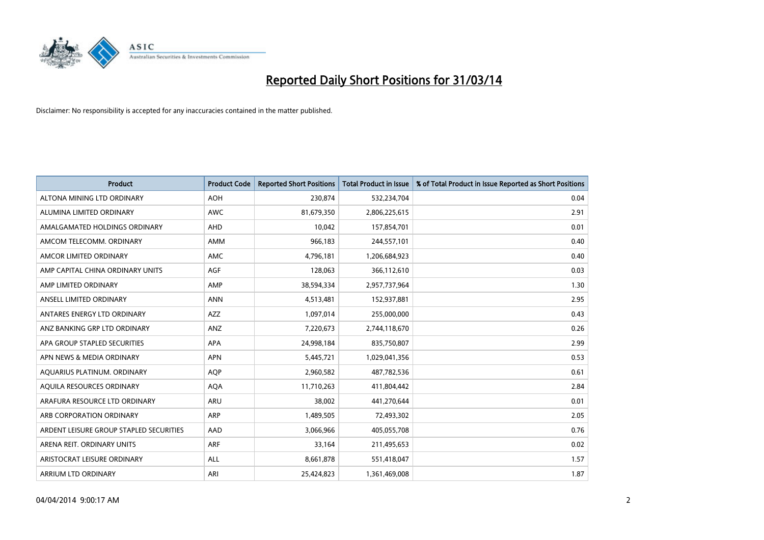# Reported Daily Short Positions for 31/03/14

Disclaimer: No responsibility is accepted for any inaccuracies contained in the matter published.

| Product | Product Code | Reported Short Positions | Total Product in Issue | % of Total Product in Issue Reported as Short Positions |
|---|---|---|---|---|
| ALTONA MINING LTD ORDINARY | AOH | 230,874 | 532,234,704 | 0.04 |
| ALUMINA LIMITED ORDINARY | AWC | 81,679,350 | 2,806,225,615 | 2.91 |
| AMALGAMATED HOLDINGS ORDINARY | AHD | 10,042 | 157,854,701 | 0.01 |
| AMCOM TELECOMM. ORDINARY | AMM | 966,183 | 244,557,101 | 0.40 |
| AMCOR LIMITED ORDINARY | AMC | 4,796,181 | 1,206,684,923 | 0.40 |
| AMP CAPITAL CHINA ORDINARY UNITS | AGF | 128,063 | 366,112,610 | 0.03 |
| AMP LIMITED ORDINARY | AMP | 38,594,334 | 2,957,737,964 | 1.30 |
| ANSELL LIMITED ORDINARY | ANN | 4,513,481 | 152,937,881 | 2.95 |
| ANTARES ENERGY LTD ORDINARY | AZZ | 1,097,014 | 255,000,000 | 0.43 |
| ANZ BANKING GRP LTD ORDINARY | ANZ | 7,220,673 | 2,744,118,670 | 0.26 |
| APA GROUP STAPLED SECURITIES | APA | 24,998,184 | 835,750,807 | 2.99 |
| APN NEWS & MEDIA ORDINARY | APN | 5,445,721 | 1,029,041,356 | 0.53 |
| AQUARIUS PLATINUM. ORDINARY | AQP | 2,960,582 | 487,782,536 | 0.61 |
| AQUILA RESOURCES ORDINARY | AQA | 11,710,263 | 411,804,442 | 2.84 |
| ARAFURA RESOURCE LTD ORDINARY | ARU | 38,002 | 441,270,644 | 0.01 |
| ARB CORPORATION ORDINARY | ARP | 1,489,505 | 72,493,302 | 2.05 |
| ARDENT LEISURE GROUP STAPLED SECURITIES | AAD | 3,066,966 | 405,055,708 | 0.76 |
| ARENA REIT. ORDINARY UNITS | ARF | 33,164 | 211,495,653 | 0.02 |
| ARISTOCRAT LEISURE ORDINARY | ALL | 8,661,878 | 551,418,047 | 1.57 |
| ARRIUM LTD ORDINARY | ARI | 25,424,823 | 1,361,469,008 | 1.87 |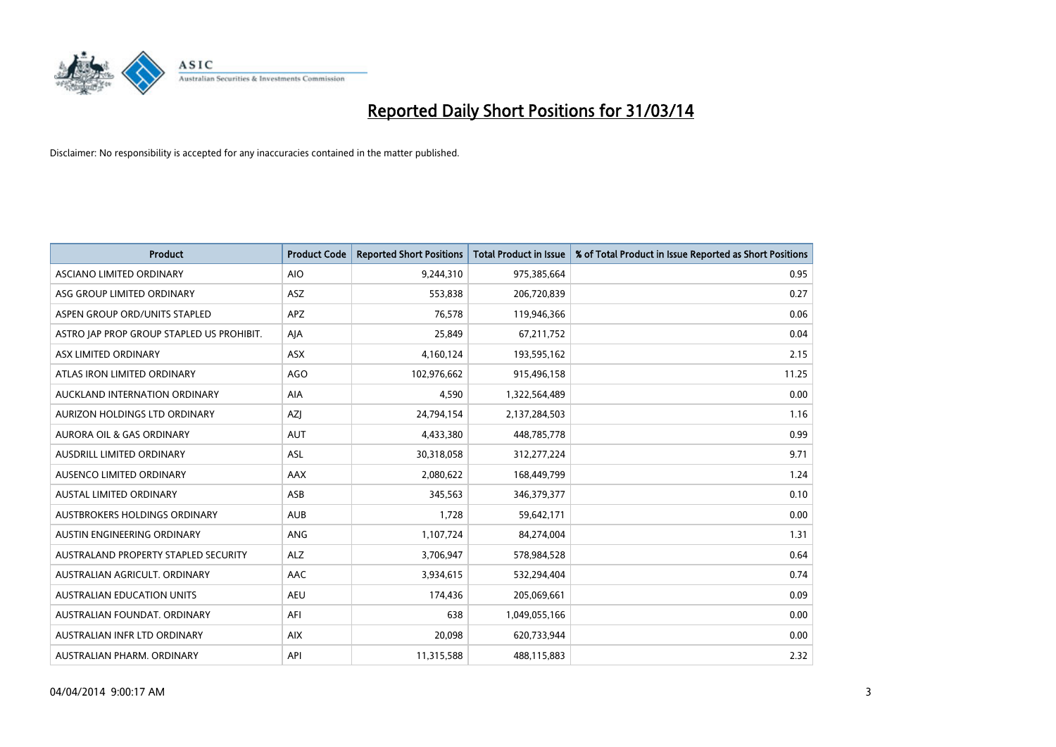# Reported Daily Short Positions for 31/03/14

Disclaimer: No responsibility is accepted for any inaccuracies contained in the matter published.

| Product | Product Code | Reported Short Positions | Total Product in Issue | % of Total Product in Issue Reported as Short Positions |
|---|---|---|---|---|
| ASCIANO LIMITED ORDINARY | AIO | 9,244,310 | 975,385,664 | 0.95 |
| ASG GROUP LIMITED ORDINARY | ASZ | 553,838 | 206,720,839 | 0.27 |
| ASPEN GROUP ORD/UNITS STAPLED | APZ | 76,578 | 119,946,366 | 0.06 |
| ASTRO JAP PROP GROUP STAPLED US PROHIBIT. | AJA | 25,849 | 67,211,752 | 0.04 |
| ASX LIMITED ORDINARY | ASX | 4,160,124 | 193,595,162 | 2.15 |
| ATLAS IRON LIMITED ORDINARY | AGO | 102,976,662 | 915,496,158 | 11.25 |
| AUCKLAND INTERNATION ORDINARY | AIA | 4,590 | 1,322,564,489 | 0.00 |
| AURIZON HOLDINGS LTD ORDINARY | AZJ | 24,794,154 | 2,137,284,503 | 1.16 |
| AURORA OIL & GAS ORDINARY | AUT | 4,433,380 | 448,785,778 | 0.99 |
| AUSDRILL LIMITED ORDINARY | ASL | 30,318,058 | 312,277,224 | 9.71 |
| AUSENCO LIMITED ORDINARY | AAX | 2,080,622 | 168,449,799 | 1.24 |
| AUSTAL LIMITED ORDINARY | ASB | 345,563 | 346,379,377 | 0.10 |
| AUSTBROKERS HOLDINGS ORDINARY | AUB | 1,728 | 59,642,171 | 0.00 |
| AUSTIN ENGINEERING ORDINARY | ANG | 1,107,724 | 84,274,004 | 1.31 |
| AUSTRALAND PROPERTY STAPLED SECURITY | ALZ | 3,706,947 | 578,984,528 | 0.64 |
| AUSTRALIAN AGRICULT. ORDINARY | AAC | 3,934,615 | 532,294,404 | 0.74 |
| AUSTRALIAN EDUCATION UNITS | AEU | 174,436 | 205,069,661 | 0.09 |
| AUSTRALIAN FOUNDAT. ORDINARY | AFI | 638 | 1,049,055,166 | 0.00 |
| AUSTRALIAN INFR LTD ORDINARY | AIX | 20,098 | 620,733,944 | 0.00 |
| AUSTRALIAN PHARM. ORDINARY | API | 11,315,588 | 488,115,883 | 2.32 |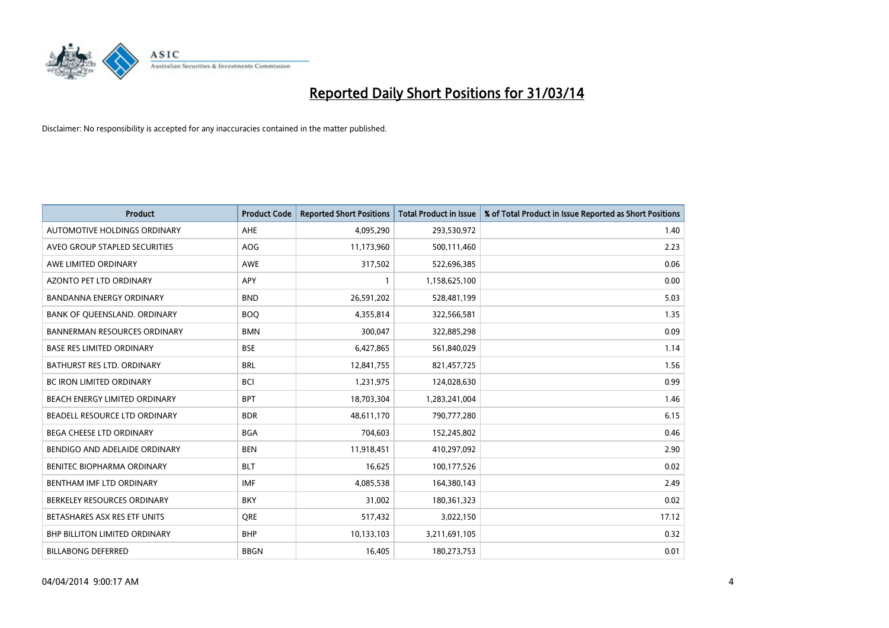# Reported Daily Short Positions for 31/03/14

Disclaimer: No responsibility is accepted for any inaccuracies contained in the matter published.

| Product | Product Code | Reported Short Positions | Total Product in Issue | % of Total Product in Issue Reported as Short Positions |
|---|---|---|---|---|
| AUTOMOTIVE HOLDINGS ORDINARY | AHE | 4,095,290 | 293,530,972 | 1.40 |
| AVEO GROUP STAPLED SECURITIES | AOG | 11,173,960 | 500,111,460 | 2.23 |
| AWE LIMITED ORDINARY | AWE | 317,502 | 522,696,385 | 0.06 |
| AZONTO PET LTD ORDINARY | APY | 1 | 1,158,625,100 | 0.00 |
| BANDANNA ENERGY ORDINARY | BND | 26,591,202 | 528,481,199 | 5.03 |
| BANK OF QUEENSLAND. ORDINARY | BOQ | 4,355,814 | 322,566,581 | 1.35 |
| BANNERMAN RESOURCES ORDINARY | BMN | 300,047 | 322,885,298 | 0.09 |
| BASE RES LIMITED ORDINARY | BSE | 6,427,865 | 561,840,029 | 1.14 |
| BATHURST RES LTD. ORDINARY | BRL | 12,841,755 | 821,457,725 | 1.56 |
| BC IRON LIMITED ORDINARY | BCI | 1,231,975 | 124,028,630 | 0.99 |
| BEACH ENERGY LIMITED ORDINARY | BPT | 18,703,304 | 1,283,241,004 | 1.46 |
| BEADELL RESOURCE LTD ORDINARY | BDR | 48,611,170 | 790,777,280 | 6.15 |
| BEGA CHEESE LTD ORDINARY | BGA | 704,603 | 152,245,802 | 0.46 |
| BENDIGO AND ADELAIDE ORDINARY | BEN | 11,918,451 | 410,297,092 | 2.90 |
| BENITEC BIOPHARMA ORDINARY | BLT | 16,625 | 100,177,526 | 0.02 |
| BENTHAM IMF LTD ORDINARY | IMF | 4,085,538 | 164,380,143 | 2.49 |
| BERKELEY RESOURCES ORDINARY | BKY | 31,002 | 180,361,323 | 0.02 |
| BETASHARES ASX RES ETF UNITS | QRE | 517,432 | 3,022,150 | 17.12 |
| BHP BILLITON LIMITED ORDINARY | BHP | 10,133,103 | 3,211,691,105 | 0.32 |
| BILLABONG DEFERRED | BBGN | 16,405 | 180,273,753 | 0.01 |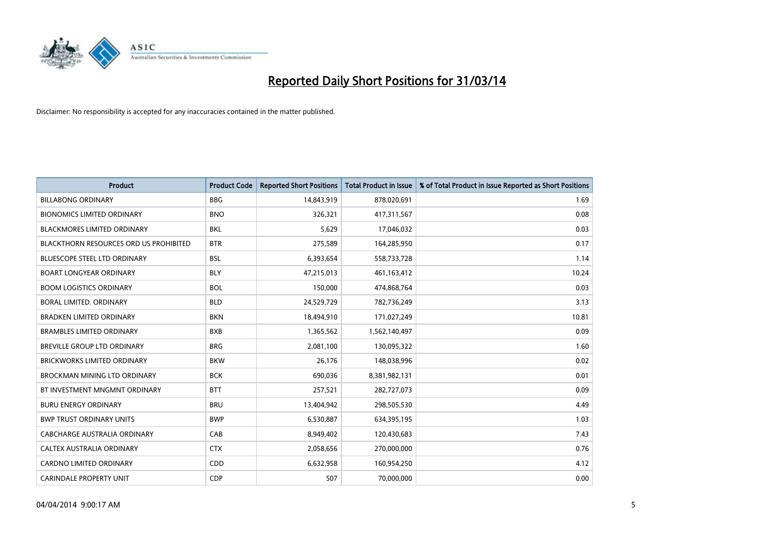# Reported Daily Short Positions for 31/03/14

Disclaimer: No responsibility is accepted for any inaccuracies contained in the matter published.

| Product | Product Code | Reported Short Positions | Total Product in Issue | % of Total Product in Issue Reported as Short Positions |
|---|---|---|---|---|
| BILLABONG ORDINARY | BBG | 14,843,919 | 878,020,691 | 1.69 |
| BIONOMICS LIMITED ORDINARY | BNO | 326,321 | 417,311,567 | 0.08 |
| BLACKMORES LIMITED ORDINARY | BKL | 5,629 | 17,046,032 | 0.03 |
| BLACKTHORN RESOURCES ORD US PROHIBITED | BTR | 275,589 | 164,285,950 | 0.17 |
| BLUESCOPE STEEL LTD ORDINARY | BSL | 6,393,654 | 558,733,728 | 1.14 |
| BOART LONGYEAR ORDINARY | BLY | 47,215,013 | 461,163,412 | 10.24 |
| BOOM LOGISTICS ORDINARY | BOL | 150,000 | 474,868,764 | 0.03 |
| BORAL LIMITED. ORDINARY | BLD | 24,529,729 | 782,736,249 | 3.13 |
| BRADKEN LIMITED ORDINARY | BKN | 18,494,910 | 171,027,249 | 10.81 |
| BRAMBLES LIMITED ORDINARY | BXB | 1,365,562 | 1,562,140,497 | 0.09 |
| BREVILLE GROUP LTD ORDINARY | BRG | 2,081,100 | 130,095,322 | 1.60 |
| BRICKWORKS LIMITED ORDINARY | BKW | 26,176 | 148,038,996 | 0.02 |
| BROCKMAN MINING LTD ORDINARY | BCK | 690,036 | 8,381,982,131 | 0.01 |
| BT INVESTMENT MNGMNT ORDINARY | BTT | 257,521 | 282,727,073 | 0.09 |
| BURU ENERGY ORDINARY | BRU | 13,404,942 | 298,505,530 | 4.49 |
| BWP TRUST ORDINARY UNITS | BWP | 6,530,887 | 634,395,195 | 1.03 |
| CABCHARGE AUSTRALIA ORDINARY | CAB | 8,949,402 | 120,430,683 | 7.43 |
| CALTEX AUSTRALIA ORDINARY | CTX | 2,058,656 | 270,000,000 | 0.76 |
| CARDNO LIMITED ORDINARY | CDD | 6,632,958 | 160,954,250 | 4.12 |
| CARINDALE PROPERTY UNIT | CDP | 507 | 70,000,000 | 0.00 |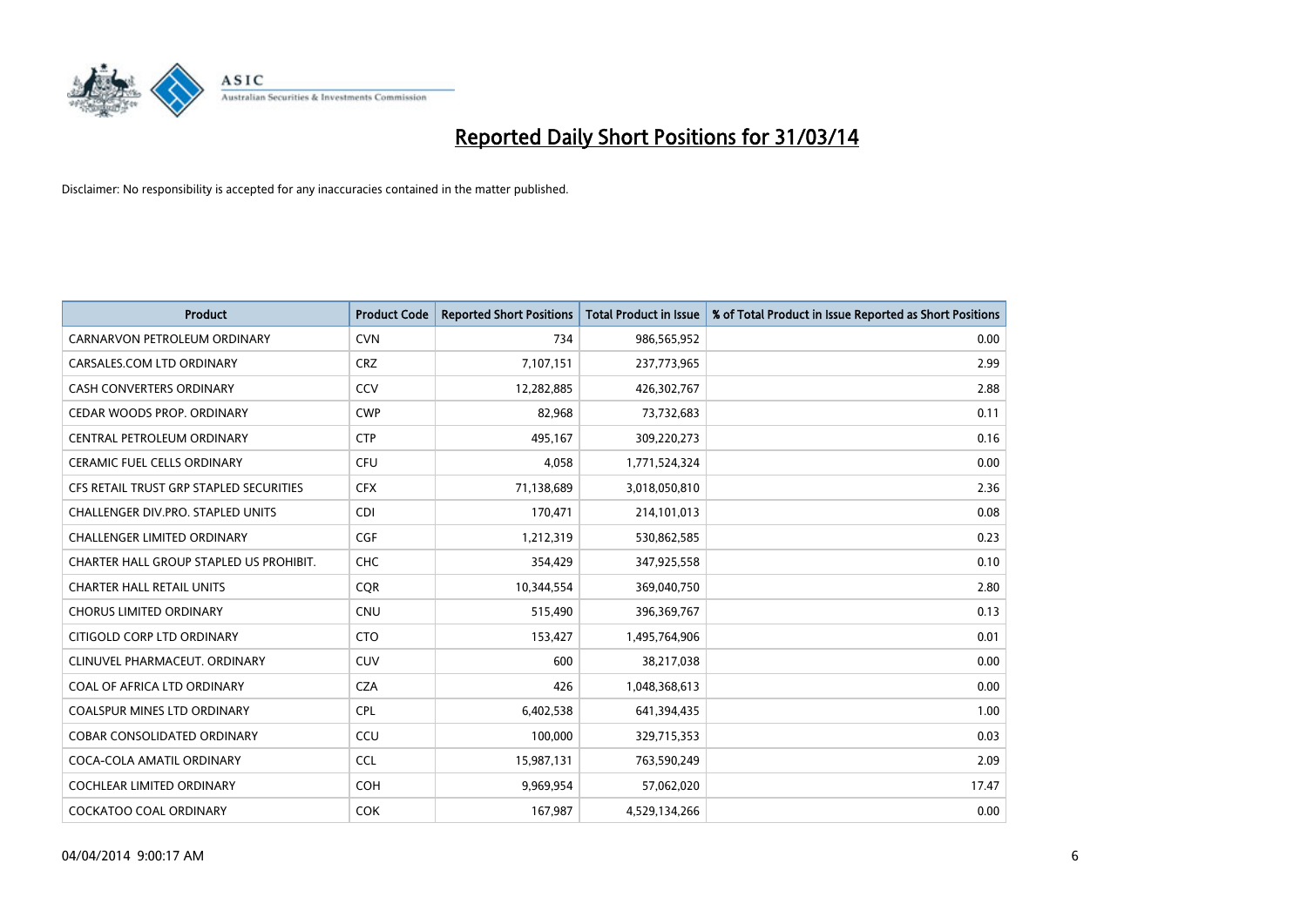# Reported Daily Short Positions for 31/03/14

Disclaimer: No responsibility is accepted for any inaccuracies contained in the matter published.

| Product | Product Code | Reported Short Positions | Total Product in Issue | % of Total Product in Issue Reported as Short Positions |
|---|---|---|---|---|
| CARNARVON PETROLEUM ORDINARY | CVN | 734 | 986,565,952 | 0.00 |
| CARSALES.COM LTD ORDINARY | CRZ | 7,107,151 | 237,773,965 | 2.99 |
| CASH CONVERTERS ORDINARY | CCV | 12,282,885 | 426,302,767 | 2.88 |
| CEDAR WOODS PROP. ORDINARY | CWP | 82,968 | 73,732,683 | 0.11 |
| CENTRAL PETROLEUM ORDINARY | CTP | 495,167 | 309,220,273 | 0.16 |
| CERAMIC FUEL CELLS ORDINARY | CFU | 4,058 | 1,771,524,324 | 0.00 |
| CFS RETAIL TRUST GRP STAPLED SECURITIES | CFX | 71,138,689 | 3,018,050,810 | 2.36 |
| CHALLENGER DIV.PRO. STAPLED UNITS | CDI | 170,471 | 214,101,013 | 0.08 |
| CHALLENGER LIMITED ORDINARY | CGF | 1,212,319 | 530,862,585 | 0.23 |
| CHARTER HALL GROUP STAPLED US PROHIBIT. | CHC | 354,429 | 347,925,558 | 0.10 |
| CHARTER HALL RETAIL UNITS | CQR | 10,344,554 | 369,040,750 | 2.80 |
| CHORUS LIMITED ORDINARY | CNU | 515,490 | 396,369,767 | 0.13 |
| CITIGOLD CORP LTD ORDINARY | CTO | 153,427 | 1,495,764,906 | 0.01 |
| CLINUVEL PHARMACEUT. ORDINARY | CUV | 600 | 38,217,038 | 0.00 |
| COAL OF AFRICA LTD ORDINARY | CZA | 426 | 1,048,368,613 | 0.00 |
| COALSPUR MINES LTD ORDINARY | CPL | 6,402,538 | 641,394,435 | 1.00 |
| COBAR CONSOLIDATED ORDINARY | CCU | 100,000 | 329,715,353 | 0.03 |
| COCA-COLA AMATIL ORDINARY | CCL | 15,987,131 | 763,590,249 | 2.09 |
| COCHLEAR LIMITED ORDINARY | COH | 9,969,954 | 57,062,020 | 17.47 |
| COCKATOO COAL ORDINARY | COK | 167,987 | 4,529,134,266 | 0.00 |

04/04/2014 9:00:17 AM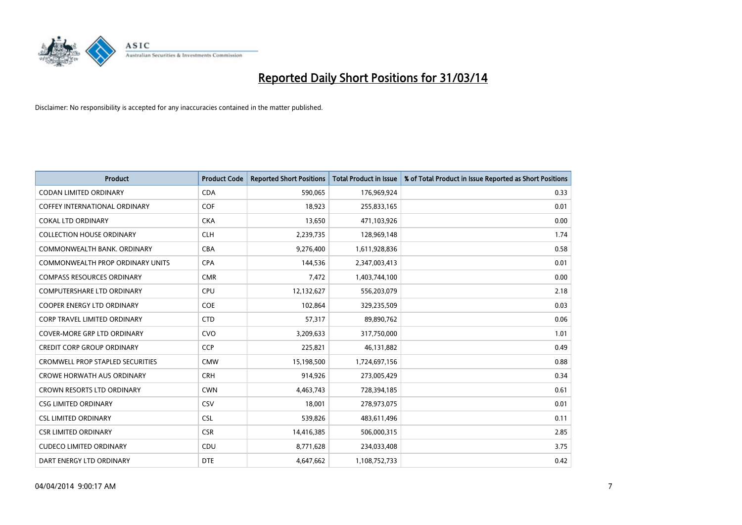# Reported Daily Short Positions for 31/03/14

Disclaimer: No responsibility is accepted for any inaccuracies contained in the matter published.

| Product | Product Code | Reported Short Positions | Total Product in Issue | % of Total Product in Issue Reported as Short Positions |
|---|---|---|---|---|
| CODAN LIMITED ORDINARY | CDA | 590,065 | 176,969,924 | 0.33 |
| COFFEY INTERNATIONAL ORDINARY | COF | 18,923 | 255,833,165 | 0.01 |
| COKAL LTD ORDINARY | CKA | 13,650 | 471,103,926 | 0.00 |
| COLLECTION HOUSE ORDINARY | CLH | 2,239,735 | 128,969,148 | 1.74 |
| COMMONWEALTH BANK. ORDINARY | CBA | 9,276,400 | 1,611,928,836 | 0.58 |
| COMMONWEALTH PROP ORDINARY UNITS | CPA | 144,536 | 2,347,003,413 | 0.01 |
| COMPASS RESOURCES ORDINARY | CMR | 7,472 | 1,403,744,100 | 0.00 |
| COMPUTERSHARE LTD ORDINARY | CPU | 12,132,627 | 556,203,079 | 2.18 |
| COOPER ENERGY LTD ORDINARY | COE | 102,864 | 329,235,509 | 0.03 |
| CORP TRAVEL LIMITED ORDINARY | CTD | 57,317 | 89,890,762 | 0.06 |
| COVER-MORE GRP LTD ORDINARY | CVO | 3,209,633 | 317,750,000 | 1.01 |
| CREDIT CORP GROUP ORDINARY | CCP | 225,821 | 46,131,882 | 0.49 |
| CROMWELL PROP STAPLED SECURITIES | CMW | 15,198,500 | 1,724,697,156 | 0.88 |
| CROWE HORWATH AUS ORDINARY | CRH | 914,926 | 273,005,429 | 0.34 |
| CROWN RESORTS LTD ORDINARY | CWN | 4,463,743 | 728,394,185 | 0.61 |
| CSG LIMITED ORDINARY | CSV | 18,001 | 278,973,075 | 0.01 |
| CSL LIMITED ORDINARY | CSL | 539,826 | 483,611,496 | 0.11 |
| CSR LIMITED ORDINARY | CSR | 14,416,385 | 506,000,315 | 2.85 |
| CUDECO LIMITED ORDINARY | CDU | 8,771,628 | 234,033,408 | 3.75 |
| DART ENERGY LTD ORDINARY | DTE | 4,647,662 | 1,108,752,733 | 0.42 |

04/04/2014 9:00:17 AM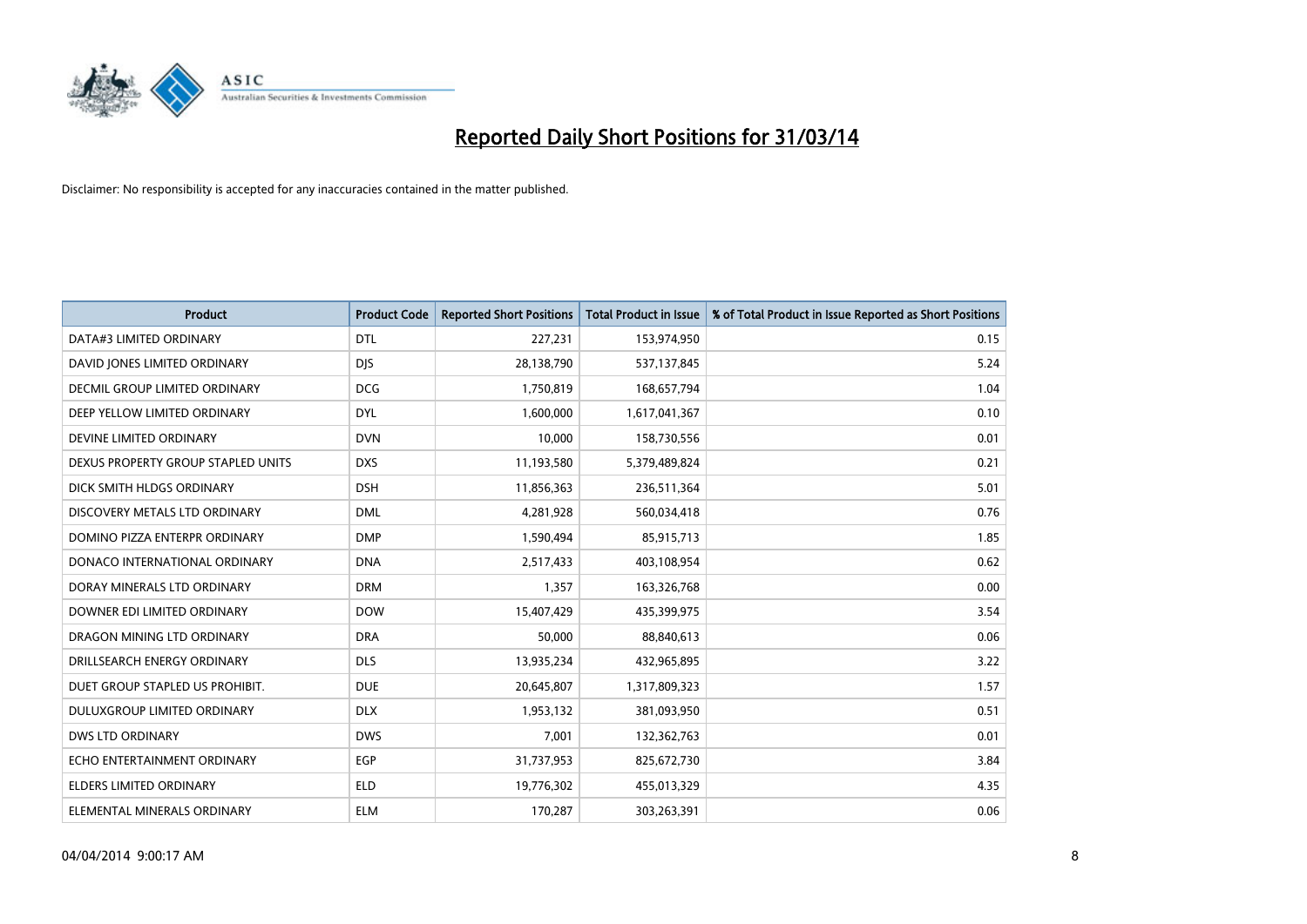# Reported Daily Short Positions for 31/03/14

Disclaimer: No responsibility is accepted for any inaccuracies contained in the matter published.

| Product | Product Code | Reported Short Positions | Total Product in Issue | % of Total Product in Issue Reported as Short Positions |
| --- | --- | --- | --- | --- |
| DATA#3 LIMITED ORDINARY | DTL | 227,231 | 153,974,950 | 0.15 |
| DAVID JONES LIMITED ORDINARY | DJS | 28,138,790 | 537,137,845 | 5.24 |
| DECMIL GROUP LIMITED ORDINARY | DCG | 1,750,819 | 168,657,794 | 1.04 |
| DEEP YELLOW LIMITED ORDINARY | DYL | 1,600,000 | 1,617,041,367 | 0.10 |
| DEVINE LIMITED ORDINARY | DVN | 10,000 | 158,730,556 | 0.01 |
| DEXUS PROPERTY GROUP STAPLED UNITS | DXS | 11,193,580 | 5,379,489,824 | 0.21 |
| DICK SMITH HLDGS ORDINARY | DSH | 11,856,363 | 236,511,364 | 5.01 |
| DISCOVERY METALS LTD ORDINARY | DML | 4,281,928 | 560,034,418 | 0.76 |
| DOMINO PIZZA ENTERPR ORDINARY | DMP | 1,590,494 | 85,915,713 | 1.85 |
| DONACO INTERNATIONAL ORDINARY | DNA | 2,517,433 | 403,108,954 | 0.62 |
| DORAY MINERALS LTD ORDINARY | DRM | 1,357 | 163,326,768 | 0.00 |
| DOWNER EDI LIMITED ORDINARY | DOW | 15,407,429 | 435,399,975 | 3.54 |
| DRAGON MINING LTD ORDINARY | DRA | 50,000 | 88,840,613 | 0.06 |
| DRILLSEARCH ENERGY ORDINARY | DLS | 13,935,234 | 432,965,895 | 3.22 |
| DUET GROUP STAPLED US PROHIBIT. | DUE | 20,645,807 | 1,317,809,323 | 1.57 |
| DULUXGROUP LIMITED ORDINARY | DLX | 1,953,132 | 381,093,950 | 0.51 |
| DWS LTD ORDINARY | DWS | 7,001 | 132,362,763 | 0.01 |
| ECHO ENTERTAINMENT ORDINARY | EGP | 31,737,953 | 825,672,730 | 3.84 |
| ELDERS LIMITED ORDINARY | ELD | 19,776,302 | 455,013,329 | 4.35 |
| ELEMENTAL MINERALS ORDINARY | ELM | 170,287 | 303,263,391 | 0.06 |

04/04/2014 9:00:17 AM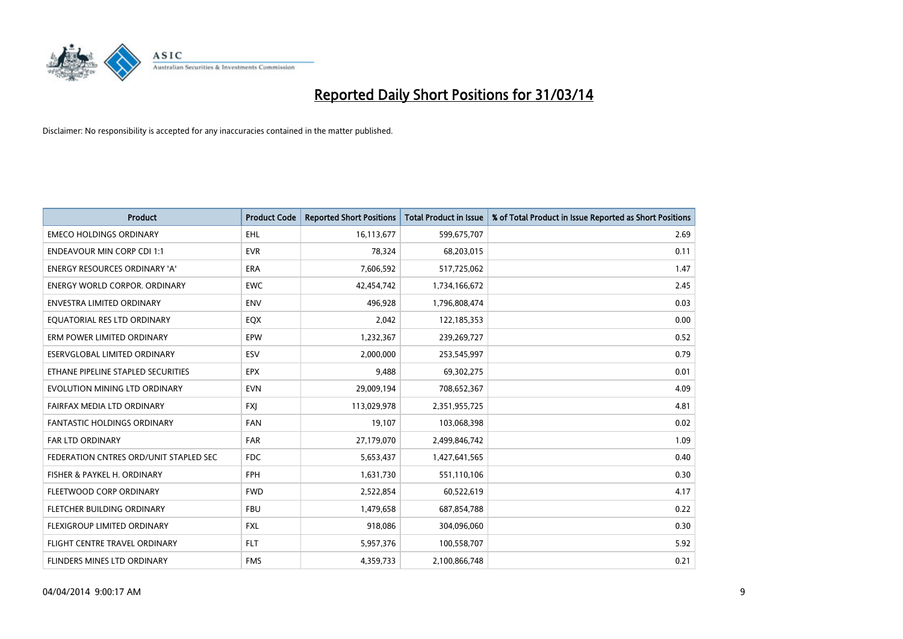# Reported Daily Short Positions for 31/03/14

Disclaimer: No responsibility is accepted for any inaccuracies contained in the matter published.

| Product | Product Code | Reported Short Positions | Total Product in Issue | % of Total Product in Issue Reported as Short Positions |
|---|---|---|---|---|
| EMECO HOLDINGS ORDINARY | EHL | 16,113,677 | 599,675,707 | 2.69 |
| ENDEAVOUR MIN CORP CDI 1:1 | EVR | 78,324 | 68,203,015 | 0.11 |
| ENERGY RESOURCES ORDINARY 'A' | ERA | 7,606,592 | 517,725,062 | 1.47 |
| ENERGY WORLD CORPOR. ORDINARY | EWC | 42,454,742 | 1,734,166,672 | 2.45 |
| ENVESTRA LIMITED ORDINARY | ENV | 496,928 | 1,796,808,474 | 0.03 |
| EQUATORIAL RES LTD ORDINARY | EQX | 2,042 | 122,185,353 | 0.00 |
| ERM POWER LIMITED ORDINARY | EPW | 1,232,367 | 239,269,727 | 0.52 |
| ESERVGLOBAL LIMITED ORDINARY | ESV | 2,000,000 | 253,545,997 | 0.79 |
| ETHANE PIPELINE STAPLED SECURITIES | EPX | 9,488 | 69,302,275 | 0.01 |
| EVOLUTION MINING LTD ORDINARY | EVN | 29,009,194 | 708,652,367 | 4.09 |
| FAIRFAX MEDIA LTD ORDINARY | FXJ | 113,029,978 | 2,351,955,725 | 4.81 |
| FANTASTIC HOLDINGS ORDINARY | FAN | 19,107 | 103,068,398 | 0.02 |
| FAR LTD ORDINARY | FAR | 27,179,070 | 2,499,846,742 | 1.09 |
| FEDERATION CNTRES ORD/UNIT STAPLED SEC | FDC | 5,653,437 | 1,427,641,565 | 0.40 |
| FISHER & PAYKEL H. ORDINARY | FPH | 1,631,730 | 551,110,106 | 0.30 |
| FLEETWOOD CORP ORDINARY | FWD | 2,522,854 | 60,522,619 | 4.17 |
| FLETCHER BUILDING ORDINARY | FBU | 1,479,658 | 687,854,788 | 0.22 |
| FLEXIGROUP LIMITED ORDINARY | FXL | 918,086 | 304,096,060 | 0.30 |
| FLIGHT CENTRE TRAVEL ORDINARY | FLT | 5,957,376 | 100,558,707 | 5.92 |
| FLINDERS MINES LTD ORDINARY | FMS | 4,359,733 | 2,100,866,748 | 0.21 |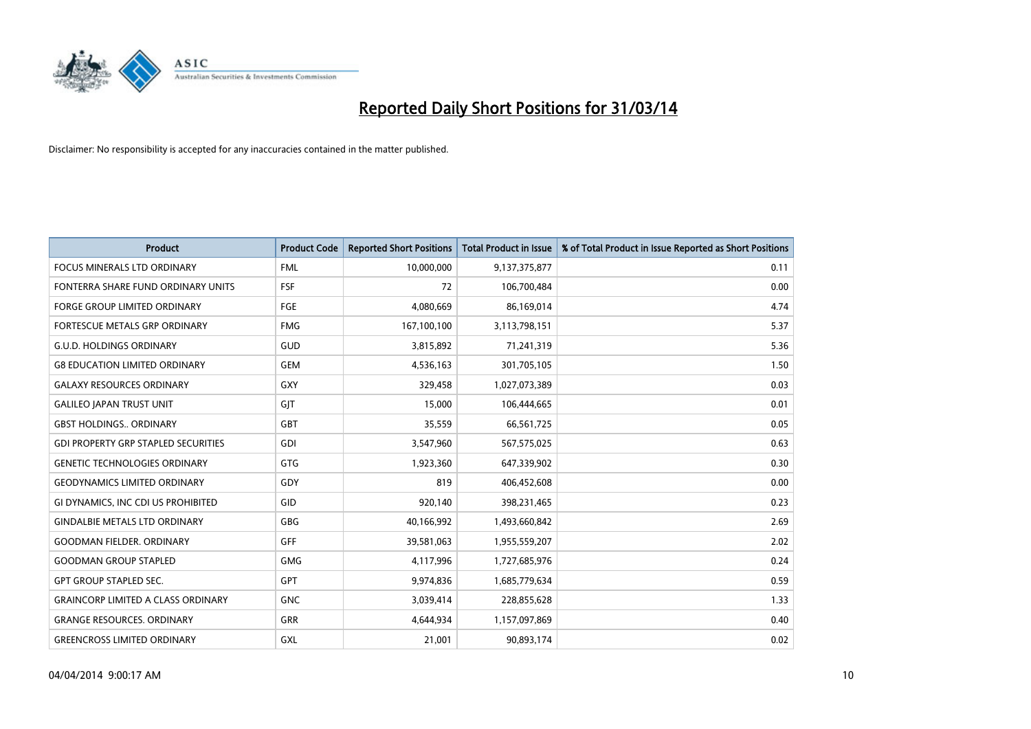# Reported Daily Short Positions for 31/03/14

Disclaimer: No responsibility is accepted for any inaccuracies contained in the matter published.

| Product | Product Code | Reported Short Positions | Total Product in Issue | % of Total Product in Issue Reported as Short Positions |
|---|---|---|---|---|
| FOCUS MINERALS LTD ORDINARY | FML | 10,000,000 | 9,137,375,877 | 0.11 |
| FONTERRA SHARE FUND ORDINARY UNITS | FSF | 72 | 106,700,484 | 0.00 |
| FORGE GROUP LIMITED ORDINARY | FGE | 4,080,669 | 86,169,014 | 4.74 |
| FORTESCUE METALS GRP ORDINARY | FMG | 167,100,100 | 3,113,798,151 | 5.37 |
| G.U.D. HOLDINGS ORDINARY | GUD | 3,815,892 | 71,241,319 | 5.36 |
| G8 EDUCATION LIMITED ORDINARY | GEM | 4,536,163 | 301,705,105 | 1.50 |
| GALAXY RESOURCES ORDINARY | GXY | 329,458 | 1,027,073,389 | 0.03 |
| GALILEO JAPAN TRUST UNIT | GJT | 15,000 | 106,444,665 | 0.01 |
| GBST HOLDINGS.. ORDINARY | GBT | 35,559 | 66,561,725 | 0.05 |
| GDI PROPERTY GRP STAPLED SECURITIES | GDI | 3,547,960 | 567,575,025 | 0.63 |
| GENETIC TECHNOLOGIES ORDINARY | GTG | 1,923,360 | 647,339,902 | 0.30 |
| GEODYNAMICS LIMITED ORDINARY | GDY | 819 | 406,452,608 | 0.00 |
| GI DYNAMICS, INC CDI US PROHIBITED | GID | 920,140 | 398,231,465 | 0.23 |
| GINDALBIE METALS LTD ORDINARY | GBG | 40,166,992 | 1,493,660,842 | 2.69 |
| GOODMAN FIELDER. ORDINARY | GFF | 39,581,063 | 1,955,559,207 | 2.02 |
| GOODMAN GROUP STAPLED | GMG | 4,117,996 | 1,727,685,976 | 0.24 |
| GPT GROUP STAPLED SEC. | GPT | 9,974,836 | 1,685,779,634 | 0.59 |
| GRAINCORP LIMITED A CLASS ORDINARY | GNC | 3,039,414 | 228,855,628 | 1.33 |
| GRANGE RESOURCES. ORDINARY | GRR | 4,644,934 | 1,157,097,869 | 0.40 |
| GREENCROSS LIMITED ORDINARY | GXL | 21,001 | 90,893,174 | 0.02 |

04/04/2014 9:00:17 AM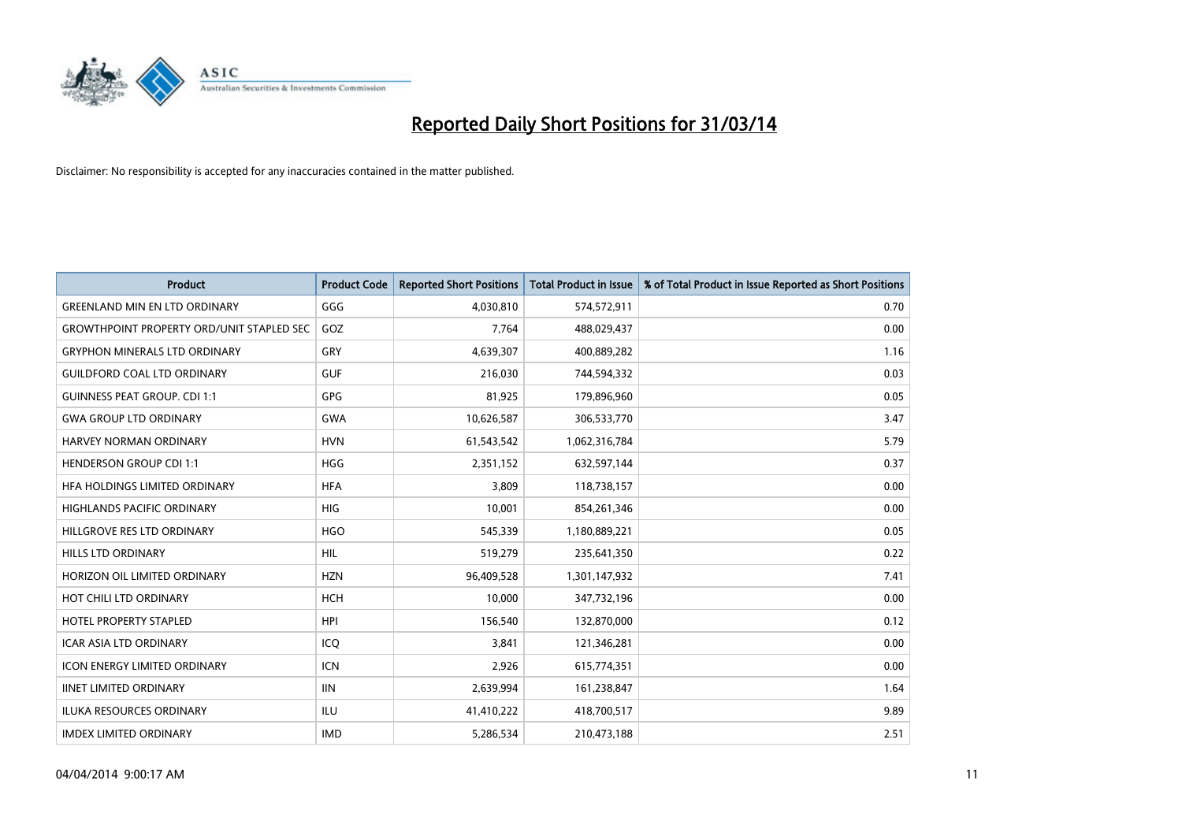# Reported Daily Short Positions for 31/03/14

Disclaimer: No responsibility is accepted for any inaccuracies contained in the matter published.

| Product | Product Code | Reported Short Positions | Total Product in Issue | % of Total Product in Issue Reported as Short Positions |
|---|---|---|---|---|
| GREENLAND MIN EN LTD ORDINARY | GGG | 4,030,810 | 574,572,911 | 0.70 |
| GROWTHPOINT PROPERTY ORD/UNIT STAPLED SEC | GOZ | 7,764 | 488,029,437 | 0.00 |
| GRYPHON MINERALS LTD ORDINARY | GRY | 4,639,307 | 400,889,282 | 1.16 |
| GUILDFORD COAL LTD ORDINARY | GUF | 216,030 | 744,594,332 | 0.03 |
| GUINNESS PEAT GROUP. CDI 1:1 | GPG | 81,925 | 179,896,960 | 0.05 |
| GWA GROUP LTD ORDINARY | GWA | 10,626,587 | 306,533,770 | 3.47 |
| HARVEY NORMAN ORDINARY | HVN | 61,543,542 | 1,062,316,784 | 5.79 |
| HENDERSON GROUP CDI 1:1 | HGG | 2,351,152 | 632,597,144 | 0.37 |
| HFA HOLDINGS LIMITED ORDINARY | HFA | 3,809 | 118,738,157 | 0.00 |
| HIGHLANDS PACIFIC ORDINARY | HIG | 10,001 | 854,261,346 | 0.00 |
| HILLGROVE RES LTD ORDINARY | HGO | 545,339 | 1,180,889,221 | 0.05 |
| HILLS LTD ORDINARY | HIL | 519,279 | 235,641,350 | 0.22 |
| HORIZON OIL LIMITED ORDINARY | HZN | 96,409,528 | 1,301,147,932 | 7.41 |
| HOT CHILI LTD ORDINARY | HCH | 10,000 | 347,732,196 | 0.00 |
| HOTEL PROPERTY STAPLED | HPI | 156,540 | 132,870,000 | 0.12 |
| ICAR ASIA LTD ORDINARY | ICQ | 3,841 | 121,346,281 | 0.00 |
| ICON ENERGY LIMITED ORDINARY | ICN | 2,926 | 615,774,351 | 0.00 |
| IINET LIMITED ORDINARY | IIN | 2,639,994 | 161,238,847 | 1.64 |
| ILUKA RESOURCES ORDINARY | ILU | 41,410,222 | 418,700,517 | 9.89 |
| IMDEX LIMITED ORDINARY | IMD | 5,286,534 | 210,473,188 | 2.51 |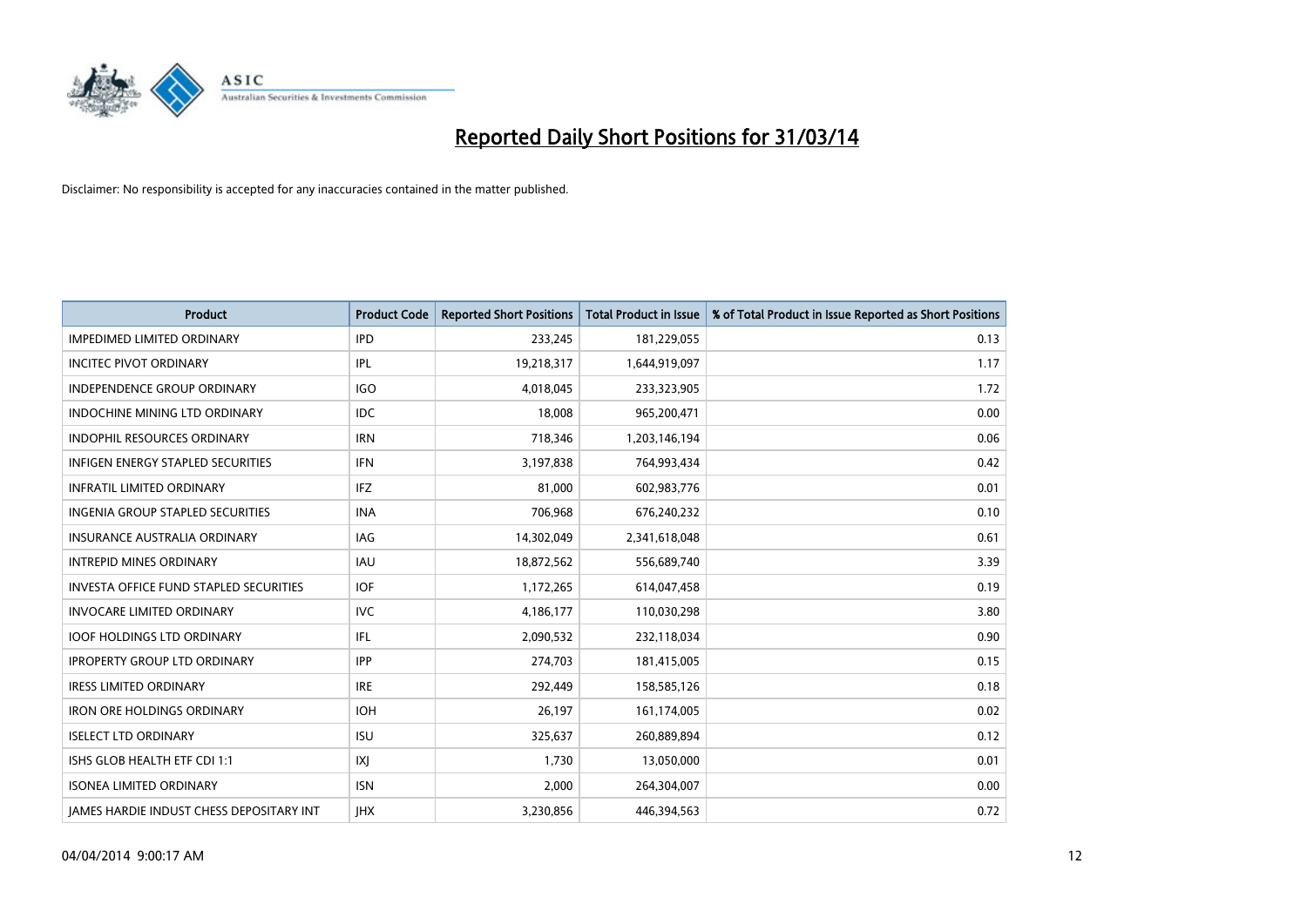# Reported Daily Short Positions for 31/03/14

Disclaimer: No responsibility is accepted for any inaccuracies contained in the matter published.

| Product | Product Code | Reported Short Positions | Total Product in Issue | % of Total Product in Issue Reported as Short Positions |
| --- | --- | --- | --- | --- |
| IMPEDIMED LIMITED ORDINARY | IPD | 233,245 | 181,229,055 | 0.13 |
| INCITEC PIVOT ORDINARY | IPL | 19,218,317 | 1,644,919,097 | 1.17 |
| INDEPENDENCE GROUP ORDINARY | IGO | 4,018,045 | 233,323,905 | 1.72 |
| INDOCHINE MINING LTD ORDINARY | IDC | 18,008 | 965,200,471 | 0.00 |
| INDOPHIL RESOURCES ORDINARY | IRN | 718,346 | 1,203,146,194 | 0.06 |
| INFIGEN ENERGY STAPLED SECURITIES | IFN | 3,197,838 | 764,993,434 | 0.42 |
| INFRATIL LIMITED ORDINARY | IFZ | 81,000 | 602,983,776 | 0.01 |
| INGENIA GROUP STAPLED SECURITIES | INA | 706,968 | 676,240,232 | 0.10 |
| INSURANCE AUSTRALIA ORDINARY | IAG | 14,302,049 | 2,341,618,048 | 0.61 |
| INTREPID MINES ORDINARY | IAU | 18,872,562 | 556,689,740 | 3.39 |
| INVESTA OFFICE FUND STAPLED SECURITIES | IOF | 1,172,265 | 614,047,458 | 0.19 |
| INVOCARE LIMITED ORDINARY | IVC | 4,186,177 | 110,030,298 | 3.80 |
| IOOF HOLDINGS LTD ORDINARY | IFL | 2,090,532 | 232,118,034 | 0.90 |
| IPROPERTY GROUP LTD ORDINARY | IPP | 274,703 | 181,415,005 | 0.15 |
| IRESS LIMITED ORDINARY | IRE | 292,449 | 158,585,126 | 0.18 |
| IRON ORE HOLDINGS ORDINARY | IOH | 26,197 | 161,174,005 | 0.02 |
| ISELECT LTD ORDINARY | ISU | 325,637 | 260,889,894 | 0.12 |
| ISHS GLOB HEALTH ETF CDI 1:1 | IXJ | 1,730 | 13,050,000 | 0.01 |
| ISONEA LIMITED ORDINARY | ISN | 2,000 | 264,304,007 | 0.00 |
| JAMES HARDIE INDUST CHESS DEPOSITARY INT | JHX | 3,230,856 | 446,394,563 | 0.72 |

04/04/2014 9:00:17 AM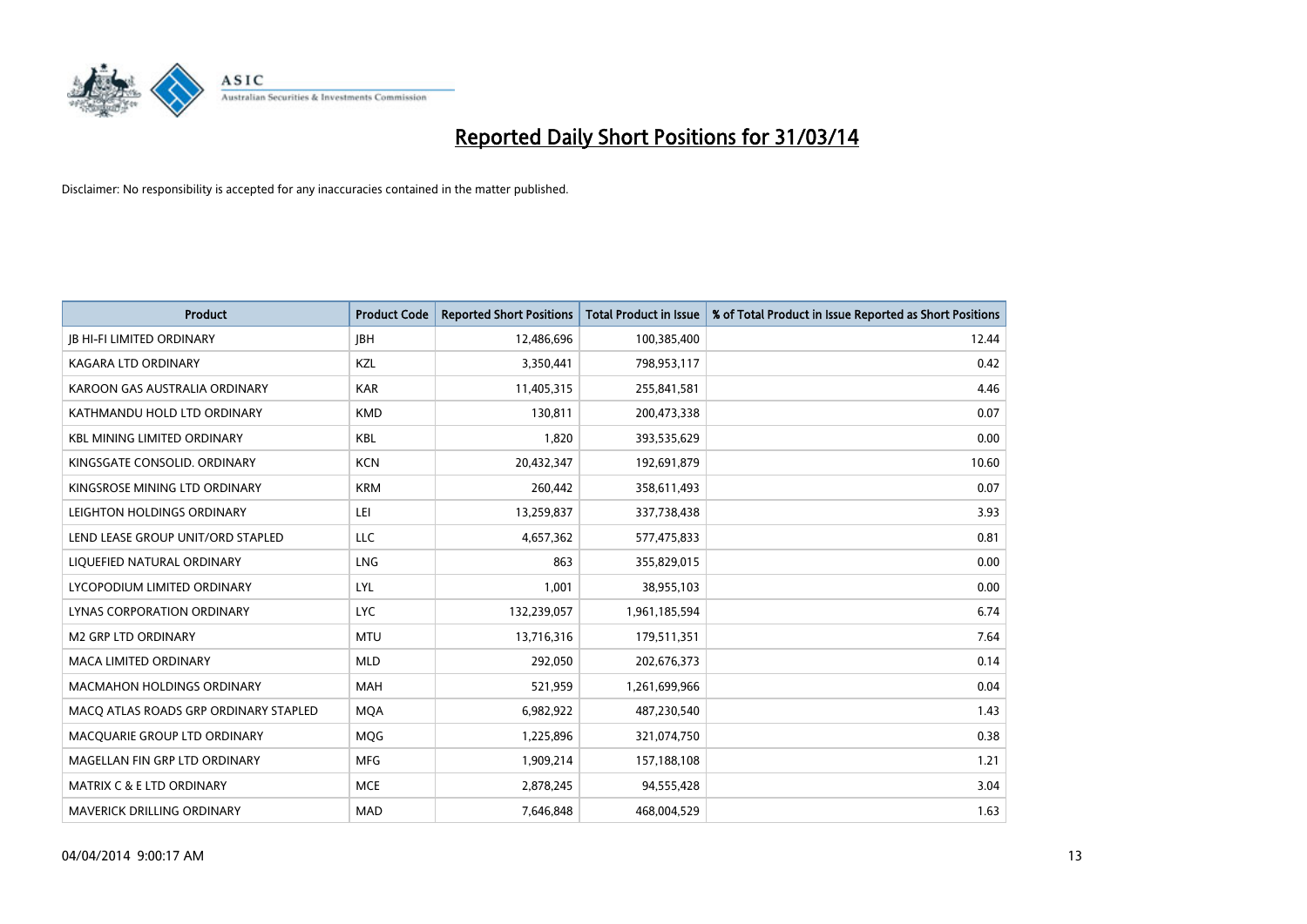# Reported Daily Short Positions for 31/03/14

Disclaimer: No responsibility is accepted for any inaccuracies contained in the matter published.

| Product | Product Code | Reported Short Positions | Total Product in Issue | % of Total Product in Issue Reported as Short Positions |
|---|---|---|---|---|
| JB HI-FI LIMITED ORDINARY | JBH | 12,486,696 | 100,385,400 | 12.44 |
| KAGARA LTD ORDINARY | KZL | 3,350,441 | 798,953,117 | 0.42 |
| KAROON GAS AUSTRALIA ORDINARY | KAR | 11,405,315 | 255,841,581 | 4.46 |
| KATHMANDU HOLD LTD ORDINARY | KMD | 130,811 | 200,473,338 | 0.07 |
| KBL MINING LIMITED ORDINARY | KBL | 1,820 | 393,535,629 | 0.00 |
| KINGSGATE CONSOLID. ORDINARY | KCN | 20,432,347 | 192,691,879 | 10.60 |
| KINGSROSE MINING LTD ORDINARY | KRM | 260,442 | 358,611,493 | 0.07 |
| LEIGHTON HOLDINGS ORDINARY | LEI | 13,259,837 | 337,738,438 | 3.93 |
| LEND LEASE GROUP UNIT/ORD STAPLED | LLC | 4,657,362 | 577,475,833 | 0.81 |
| LIQUEFIED NATURAL ORDINARY | LNG | 863 | 355,829,015 | 0.00 |
| LYCOPODIUM LIMITED ORDINARY | LYL | 1,001 | 38,955,103 | 0.00 |
| LYNAS CORPORATION ORDINARY | LYC | 132,239,057 | 1,961,185,594 | 6.74 |
| M2 GRP LTD ORDINARY | MTU | 13,716,316 | 179,511,351 | 7.64 |
| MACA LIMITED ORDINARY | MLD | 292,050 | 202,676,373 | 0.14 |
| MACMAHON HOLDINGS ORDINARY | MAH | 521,959 | 1,261,699,966 | 0.04 |
| MACQ ATLAS ROADS GRP ORDINARY STAPLED | MQA | 6,982,922 | 487,230,540 | 1.43 |
| MACQUARIE GROUP LTD ORDINARY | MQG | 1,225,896 | 321,074,750 | 0.38 |
| MAGELLAN FIN GRP LTD ORDINARY | MFG | 1,909,214 | 157,188,108 | 1.21 |
| MATRIX C & E LTD ORDINARY | MCE | 2,878,245 | 94,555,428 | 3.04 |
| MAVERICK DRILLING ORDINARY | MAD | 7,646,848 | 468,004,529 | 1.63 |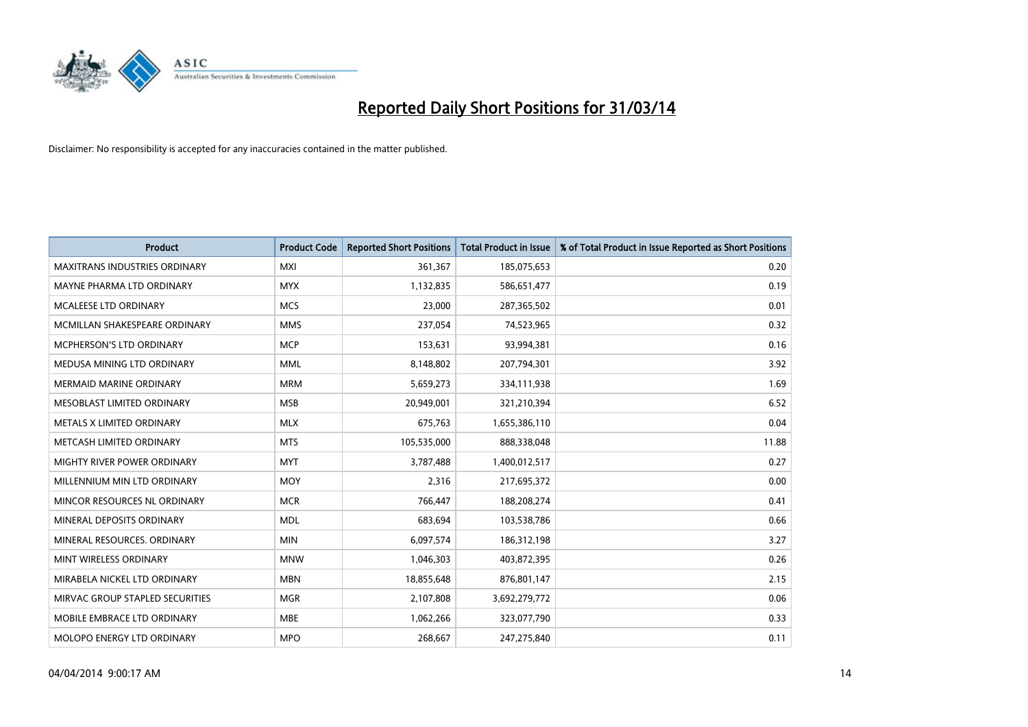# Reported Daily Short Positions for 31/03/14

Disclaimer: No responsibility is accepted for any inaccuracies contained in the matter published.

| Product | Product Code | Reported Short Positions | Total Product in Issue | % of Total Product in Issue Reported as Short Positions |
|---|---|---|---|---|
| MAXITRANS INDUSTRIES ORDINARY | MXI | 361,367 | 185,075,653 | 0.20 |
| MAYNE PHARMA LTD ORDINARY | MYX | 1,132,835 | 586,651,477 | 0.19 |
| MCALEESE LTD ORDINARY | MCS | 23,000 | 287,365,502 | 0.01 |
| MCMILLAN SHAKESPEARE ORDINARY | MMS | 237,054 | 74,523,965 | 0.32 |
| MCPHERSON'S LTD ORDINARY | MCP | 153,631 | 93,994,381 | 0.16 |
| MEDUSA MINING LTD ORDINARY | MML | 8,148,802 | 207,794,301 | 3.92 |
| MERMAID MARINE ORDINARY | MRM | 5,659,273 | 334,111,938 | 1.69 |
| MESOBLAST LIMITED ORDINARY | MSB | 20,949,001 | 321,210,394 | 6.52 |
| METALS X LIMITED ORDINARY | MLX | 675,763 | 1,655,386,110 | 0.04 |
| METCASH LIMITED ORDINARY | MTS | 105,535,000 | 888,338,048 | 11.88 |
| MIGHTY RIVER POWER ORDINARY | MYT | 3,787,488 | 1,400,012,517 | 0.27 |
| MILLENNIUM MIN LTD ORDINARY | MOY | 2,316 | 217,695,372 | 0.00 |
| MINCOR RESOURCES NL ORDINARY | MCR | 766,447 | 188,208,274 | 0.41 |
| MINERAL DEPOSITS ORDINARY | MDL | 683,694 | 103,538,786 | 0.66 |
| MINERAL RESOURCES. ORDINARY | MIN | 6,097,574 | 186,312,198 | 3.27 |
| MINT WIRELESS ORDINARY | MNW | 1,046,303 | 403,872,395 | 0.26 |
| MIRABELA NICKEL LTD ORDINARY | MBN | 18,855,648 | 876,801,147 | 2.15 |
| MIRVAC GROUP STAPLED SECURITIES | MGR | 2,107,808 | 3,692,279,772 | 0.06 |
| MOBILE EMBRACE LTD ORDINARY | MBE | 1,062,266 | 323,077,790 | 0.33 |
| MOLOPO ENERGY LTD ORDINARY | MPO | 268,667 | 247,275,840 | 0.11 |

04/04/2014 9:00:17 AM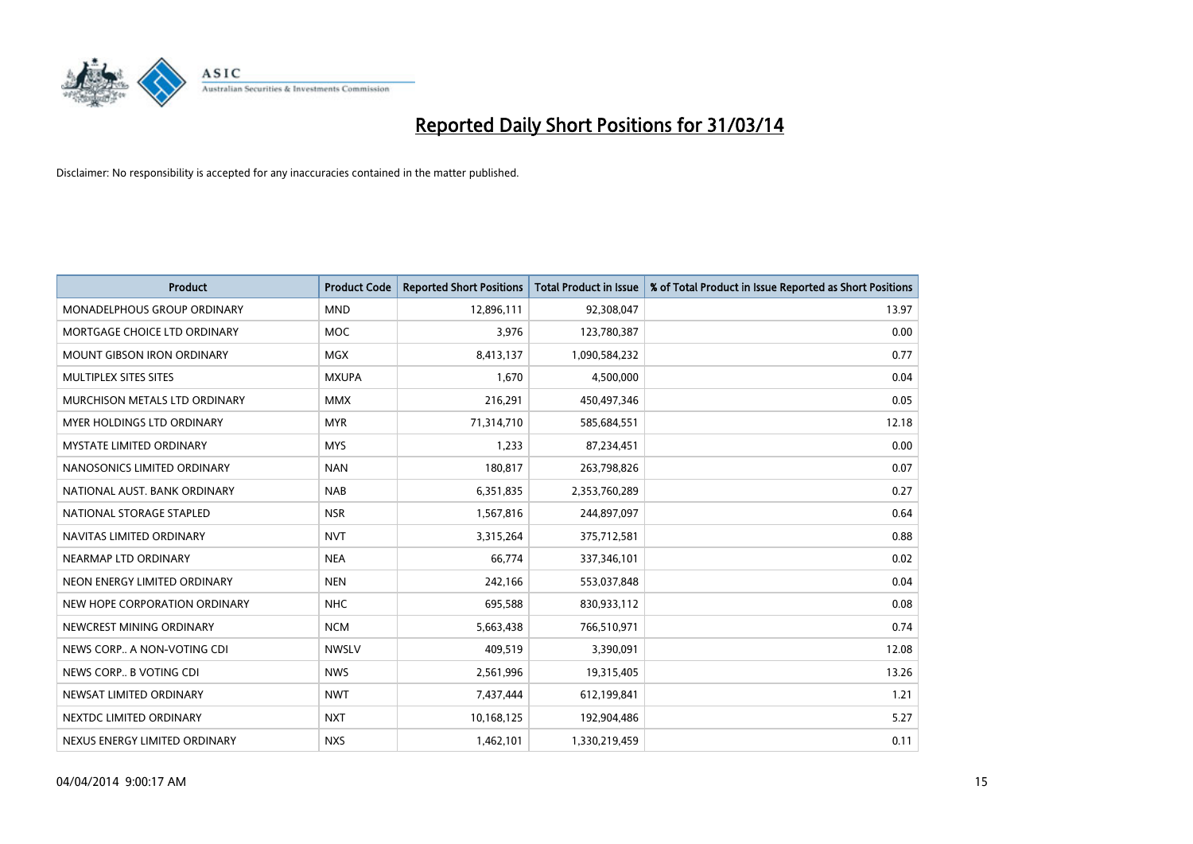# Reported Daily Short Positions for 31/03/14

Disclaimer: No responsibility is accepted for any inaccuracies contained in the matter published.

| Product | Product Code | Reported Short Positions | Total Product in Issue | % of Total Product in Issue Reported as Short Positions |
|---|---|---|---|---|
| MONADELPHOUS GROUP ORDINARY | MND | 12,896,111 | 92,308,047 | 13.97 |
| MORTGAGE CHOICE LTD ORDINARY | MOC | 3,976 | 123,780,387 | 0.00 |
| MOUNT GIBSON IRON ORDINARY | MGX | 8,413,137 | 1,090,584,232 | 0.77 |
| MULTIPLEX SITES SITES | MXUPA | 1,670 | 4,500,000 | 0.04 |
| MURCHISON METALS LTD ORDINARY | MMX | 216,291 | 450,497,346 | 0.05 |
| MYER HOLDINGS LTD ORDINARY | MYR | 71,314,710 | 585,684,551 | 12.18 |
| MYSTATE LIMITED ORDINARY | MYS | 1,233 | 87,234,451 | 0.00 |
| NANOSONICS LIMITED ORDINARY | NAN | 180,817 | 263,798,826 | 0.07 |
| NATIONAL AUST. BANK ORDINARY | NAB | 6,351,835 | 2,353,760,289 | 0.27 |
| NATIONAL STORAGE STAPLED | NSR | 1,567,816 | 244,897,097 | 0.64 |
| NAVITAS LIMITED ORDINARY | NVT | 3,315,264 | 375,712,581 | 0.88 |
| NEARMAP LTD ORDINARY | NEA | 66,774 | 337,346,101 | 0.02 |
| NEON ENERGY LIMITED ORDINARY | NEN | 242,166 | 553,037,848 | 0.04 |
| NEW HOPE CORPORATION ORDINARY | NHC | 695,588 | 830,933,112 | 0.08 |
| NEWCREST MINING ORDINARY | NCM | 5,663,438 | 766,510,971 | 0.74 |
| NEWS CORP.. A NON-VOTING CDI | NWSLV | 409,519 | 3,390,091 | 12.08 |
| NEWS CORP.. B VOTING CDI | NWS | 2,561,996 | 19,315,405 | 13.26 |
| NEWSAT LIMITED ORDINARY | NWT | 7,437,444 | 612,199,841 | 1.21 |
| NEXTDC LIMITED ORDINARY | NXT | 10,168,125 | 192,904,486 | 5.27 |
| NEXUS ENERGY LIMITED ORDINARY | NXS | 1,462,101 | 1,330,219,459 | 0.11 |

04/04/2014 9:00:17 AM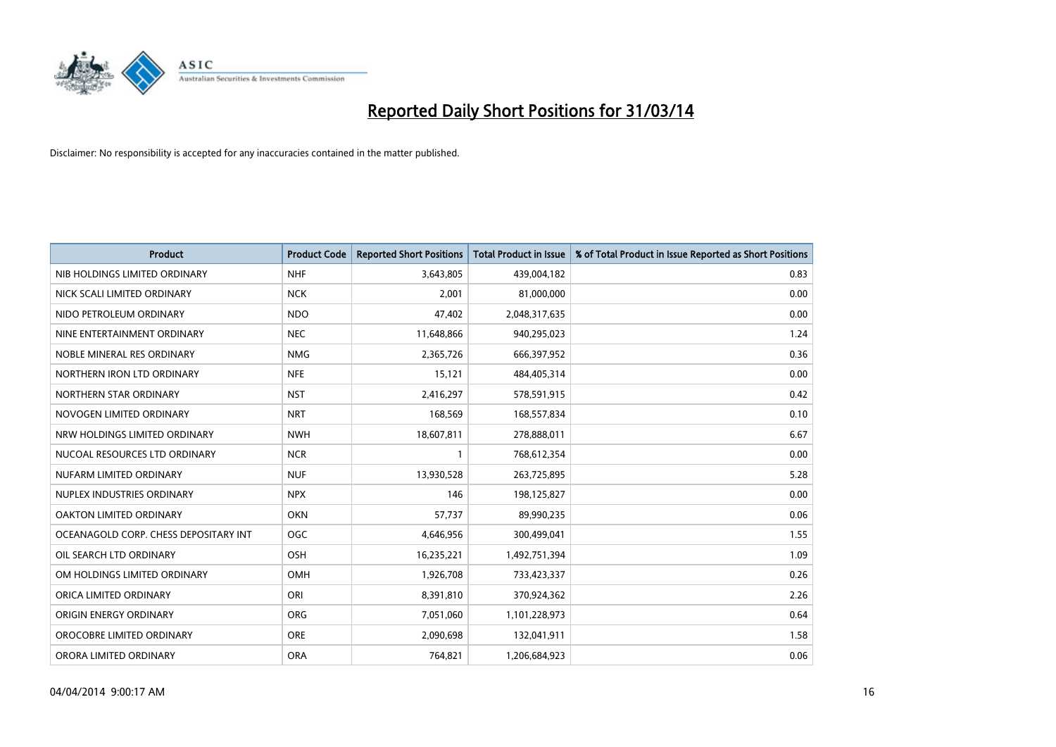# Reported Daily Short Positions for 31/03/14

Disclaimer: No responsibility is accepted for any inaccuracies contained in the matter published.

| Product | Product Code | Reported Short Positions | Total Product in Issue | % of Total Product in Issue Reported as Short Positions |
|---|---|---|---|---|
| NIB HOLDINGS LIMITED ORDINARY | NHF | 3,643,805 | 439,004,182 | 0.83 |
| NICK SCALI LIMITED ORDINARY | NCK | 2,001 | 81,000,000 | 0.00 |
| NIDO PETROLEUM ORDINARY | NDO | 47,402 | 2,048,317,635 | 0.00 |
| NINE ENTERTAINMENT ORDINARY | NEC | 11,648,866 | 940,295,023 | 1.24 |
| NOBLE MINERAL RES ORDINARY | NMG | 2,365,726 | 666,397,952 | 0.36 |
| NORTHERN IRON LTD ORDINARY | NFE | 15,121 | 484,405,314 | 0.00 |
| NORTHERN STAR ORDINARY | NST | 2,416,297 | 578,591,915 | 0.42 |
| NOVOGEN LIMITED ORDINARY | NRT | 168,569 | 168,557,834 | 0.10 |
| NRW HOLDINGS LIMITED ORDINARY | NWH | 18,607,811 | 278,888,011 | 6.67 |
| NUCOAL RESOURCES LTD ORDINARY | NCR | 1 | 768,612,354 | 0.00 |
| NUFARM LIMITED ORDINARY | NUF | 13,930,528 | 263,725,895 | 5.28 |
| NUPLEX INDUSTRIES ORDINARY | NPX | 146 | 198,125,827 | 0.00 |
| OAKTON LIMITED ORDINARY | OKN | 57,737 | 89,990,235 | 0.06 |
| OCEANAGOLD CORP. CHESS DEPOSITARY INT | OGC | 4,646,956 | 300,499,041 | 1.55 |
| OIL SEARCH LTD ORDINARY | OSH | 16,235,221 | 1,492,751,394 | 1.09 |
| OM HOLDINGS LIMITED ORDINARY | OMH | 1,926,708 | 733,423,337 | 0.26 |
| ORICA LIMITED ORDINARY | ORI | 8,391,810 | 370,924,362 | 2.26 |
| ORIGIN ENERGY ORDINARY | ORG | 7,051,060 | 1,101,228,973 | 0.64 |
| OROCOBRE LIMITED ORDINARY | ORE | 2,090,698 | 132,041,911 | 1.58 |
| ORORA LIMITED ORDINARY | ORA | 764,821 | 1,206,684,923 | 0.06 |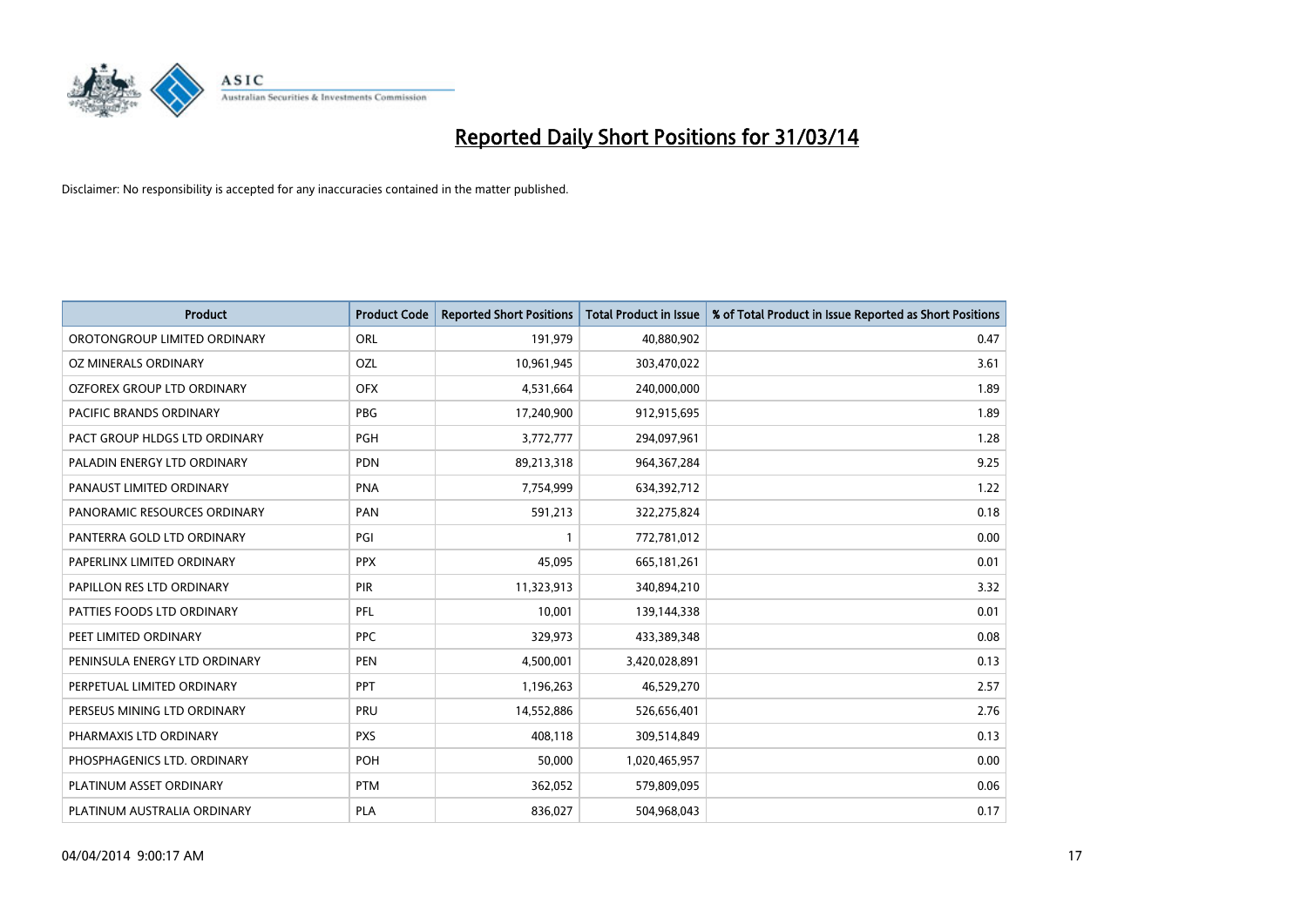# Reported Daily Short Positions for 31/03/14

Disclaimer: No responsibility is accepted for any inaccuracies contained in the matter published.

| Product | Product Code | Reported Short Positions | Total Product in Issue | % of Total Product in Issue Reported as Short Positions |
|---|---|---|---|---|
| OROTONGROUP LIMITED ORDINARY | ORL | 191,979 | 40,880,902 | 0.47 |
| OZ MINERALS ORDINARY | OZL | 10,961,945 | 303,470,022 | 3.61 |
| OZFOREX GROUP LTD ORDINARY | OFX | 4,531,664 | 240,000,000 | 1.89 |
| PACIFIC BRANDS ORDINARY | PBG | 17,240,900 | 912,915,695 | 1.89 |
| PACT GROUP HLDGS LTD ORDINARY | PGH | 3,772,777 | 294,097,961 | 1.28 |
| PALADIN ENERGY LTD ORDINARY | PDN | 89,213,318 | 964,367,284 | 9.25 |
| PANAUST LIMITED ORDINARY | PNA | 7,754,999 | 634,392,712 | 1.22 |
| PANORAMIC RESOURCES ORDINARY | PAN | 591,213 | 322,275,824 | 0.18 |
| PANTERRA GOLD LTD ORDINARY | PGI | 1 | 772,781,012 | 0.00 |
| PAPERLINX LIMITED ORDINARY | PPX | 45,095 | 665,181,261 | 0.01 |
| PAPILLON RES LTD ORDINARY | PIR | 11,323,913 | 340,894,210 | 3.32 |
| PATTIES FOODS LTD ORDINARY | PFL | 10,001 | 139,144,338 | 0.01 |
| PEET LIMITED ORDINARY | PPC | 329,973 | 433,389,348 | 0.08 |
| PENINSULA ENERGY LTD ORDINARY | PEN | 4,500,001 | 3,420,028,891 | 0.13 |
| PERPETUAL LIMITED ORDINARY | PPT | 1,196,263 | 46,529,270 | 2.57 |
| PERSEUS MINING LTD ORDINARY | PRU | 14,552,886 | 526,656,401 | 2.76 |
| PHARMAXIS LTD ORDINARY | PXS | 408,118 | 309,514,849 | 0.13 |
| PHOSPHAGENICS LTD. ORDINARY | POH | 50,000 | 1,020,465,957 | 0.00 |
| PLATINUM ASSET ORDINARY | PTM | 362,052 | 579,809,095 | 0.06 |
| PLATINUM AUSTRALIA ORDINARY | PLA | 836,027 | 504,968,043 | 0.17 |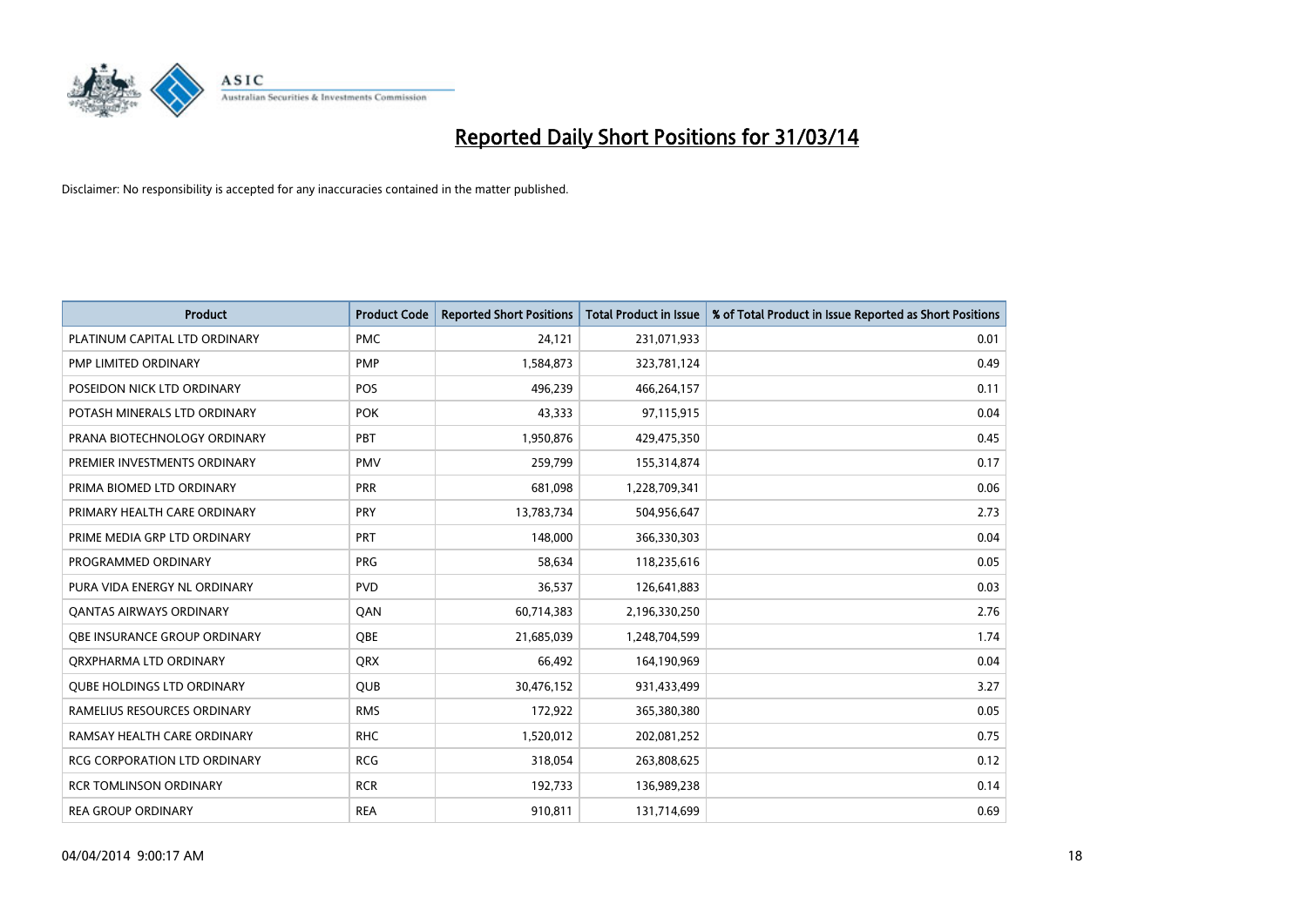# Reported Daily Short Positions for 31/03/14

Disclaimer: No responsibility is accepted for any inaccuracies contained in the matter published.

| Product | Product Code | Reported Short Positions | Total Product in Issue | % of Total Product in Issue Reported as Short Positions |
|---|---|---|---|---|
| PLATINUM CAPITAL LTD ORDINARY | PMC | 24,121 | 231,071,933 | 0.01 |
| PMP LIMITED ORDINARY | PMP | 1,584,873 | 323,781,124 | 0.49 |
| POSEIDON NICK LTD ORDINARY | POS | 496,239 | 466,264,157 | 0.11 |
| POTASH MINERALS LTD ORDINARY | POK | 43,333 | 97,115,915 | 0.04 |
| PRANA BIOTECHNOLOGY ORDINARY | PBT | 1,950,876 | 429,475,350 | 0.45 |
| PREMIER INVESTMENTS ORDINARY | PMV | 259,799 | 155,314,874 | 0.17 |
| PRIMA BIOMED LTD ORDINARY | PRR | 681,098 | 1,228,709,341 | 0.06 |
| PRIMARY HEALTH CARE ORDINARY | PRY | 13,783,734 | 504,956,647 | 2.73 |
| PRIME MEDIA GRP LTD ORDINARY | PRT | 148,000 | 366,330,303 | 0.04 |
| PROGRAMMED ORDINARY | PRG | 58,634 | 118,235,616 | 0.05 |
| PURA VIDA ENERGY NL ORDINARY | PVD | 36,537 | 126,641,883 | 0.03 |
| QANTAS AIRWAYS ORDINARY | QAN | 60,714,383 | 2,196,330,250 | 2.76 |
| QBE INSURANCE GROUP ORDINARY | QBE | 21,685,039 | 1,248,704,599 | 1.74 |
| QRXPHARMA LTD ORDINARY | QRX | 66,492 | 164,190,969 | 0.04 |
| QUBE HOLDINGS LTD ORDINARY | QUB | 30,476,152 | 931,433,499 | 3.27 |
| RAMELIUS RESOURCES ORDINARY | RMS | 172,922 | 365,380,380 | 0.05 |
| RAMSAY HEALTH CARE ORDINARY | RHC | 1,520,012 | 202,081,252 | 0.75 |
| RCG CORPORATION LTD ORDINARY | RCG | 318,054 | 263,808,625 | 0.12 |
| RCR TOMLINSON ORDINARY | RCR | 192,733 | 136,989,238 | 0.14 |
| REA GROUP ORDINARY | REA | 910,811 | 131,714,699 | 0.69 |

04/04/2014 9:00:17 AM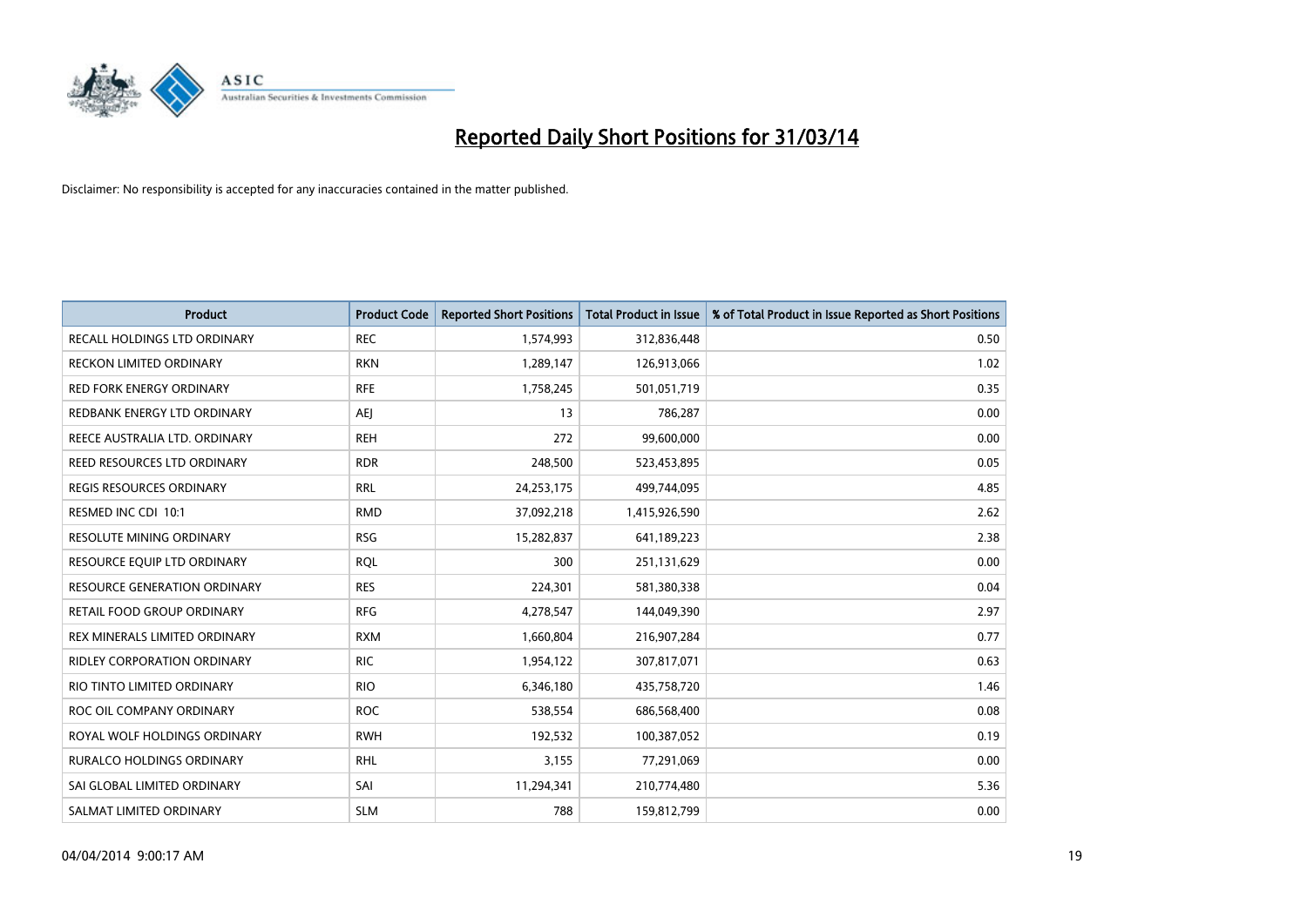# Reported Daily Short Positions for 31/03/14

Disclaimer: No responsibility is accepted for any inaccuracies contained in the matter published.

| Product | Product Code | Reported Short Positions | Total Product in Issue | % of Total Product in Issue Reported as Short Positions |
|---|---|---|---|---|
| RECALL HOLDINGS LTD ORDINARY | REC | 1,574,993 | 312,836,448 | 0.50 |
| RECKON LIMITED ORDINARY | RKN | 1,289,147 | 126,913,066 | 1.02 |
| RED FORK ENERGY ORDINARY | RFE | 1,758,245 | 501,051,719 | 0.35 |
| REDBANK ENERGY LTD ORDINARY | AEJ | 13 | 786,287 | 0.00 |
| REECE AUSTRALIA LTD. ORDINARY | REH | 272 | 99,600,000 | 0.00 |
| REED RESOURCES LTD ORDINARY | RDR | 248,500 | 523,453,895 | 0.05 |
| REGIS RESOURCES ORDINARY | RRL | 24,253,175 | 499,744,095 | 4.85 |
| RESMED INC CDI 10:1 | RMD | 37,092,218 | 1,415,926,590 | 2.62 |
| RESOLUTE MINING ORDINARY | RSG | 15,282,837 | 641,189,223 | 2.38 |
| RESOURCE EQUIP LTD ORDINARY | RQL | 300 | 251,131,629 | 0.00 |
| RESOURCE GENERATION ORDINARY | RES | 224,301 | 581,380,338 | 0.04 |
| RETAIL FOOD GROUP ORDINARY | RFG | 4,278,547 | 144,049,390 | 2.97 |
| REX MINERALS LIMITED ORDINARY | RXM | 1,660,804 | 216,907,284 | 0.77 |
| RIDLEY CORPORATION ORDINARY | RIC | 1,954,122 | 307,817,071 | 0.63 |
| RIO TINTO LIMITED ORDINARY | RIO | 6,346,180 | 435,758,720 | 1.46 |
| ROC OIL COMPANY ORDINARY | ROC | 538,554 | 686,568,400 | 0.08 |
| ROYAL WOLF HOLDINGS ORDINARY | RWH | 192,532 | 100,387,052 | 0.19 |
| RURALCO HOLDINGS ORDINARY | RHL | 3,155 | 77,291,069 | 0.00 |
| SAI GLOBAL LIMITED ORDINARY | SAI | 11,294,341 | 210,774,480 | 5.36 |
| SALMAT LIMITED ORDINARY | SLM | 788 | 159,812,799 | 0.00 |

04/04/2014 9:00:17 AM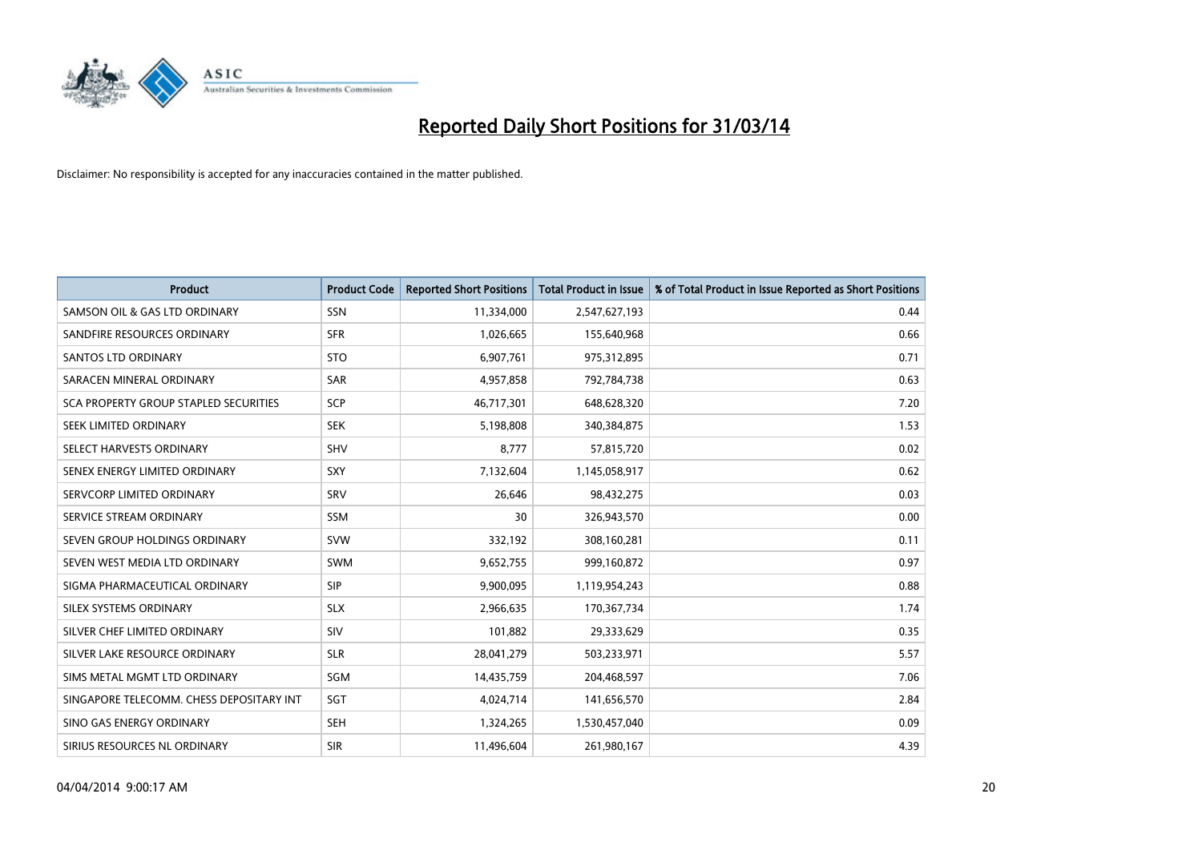# Reported Daily Short Positions for 31/03/14

Disclaimer: No responsibility is accepted for any inaccuracies contained in the matter published.

| Product | Product Code | Reported Short Positions | Total Product in Issue | % of Total Product in Issue Reported as Short Positions |
|---|---|---|---|---|
| SAMSON OIL & GAS LTD ORDINARY | SSN | 11,334,000 | 2,547,627,193 | 0.44 |
| SANDFIRE RESOURCES ORDINARY | SFR | 1,026,665 | 155,640,968 | 0.66 |
| SANTOS LTD ORDINARY | STO | 6,907,761 | 975,312,895 | 0.71 |
| SARACEN MINERAL ORDINARY | SAR | 4,957,858 | 792,784,738 | 0.63 |
| SCA PROPERTY GROUP STAPLED SECURITIES | SCP | 46,717,301 | 648,628,320 | 7.20 |
| SEEK LIMITED ORDINARY | SEK | 5,198,808 | 340,384,875 | 1.53 |
| SELECT HARVESTS ORDINARY | SHV | 8,777 | 57,815,720 | 0.02 |
| SENEX ENERGY LIMITED ORDINARY | SXY | 7,132,604 | 1,145,058,917 | 0.62 |
| SERVCORP LIMITED ORDINARY | SRV | 26,646 | 98,432,275 | 0.03 |
| SERVICE STREAM ORDINARY | SSM | 30 | 326,943,570 | 0.00 |
| SEVEN GROUP HOLDINGS ORDINARY | SVW | 332,192 | 308,160,281 | 0.11 |
| SEVEN WEST MEDIA LTD ORDINARY | SWM | 9,652,755 | 999,160,872 | 0.97 |
| SIGMA PHARMACEUTICAL ORDINARY | SIP | 9,900,095 | 1,119,954,243 | 0.88 |
| SILEX SYSTEMS ORDINARY | SLX | 2,966,635 | 170,367,734 | 1.74 |
| SILVER CHEF LIMITED ORDINARY | SIV | 101,882 | 29,333,629 | 0.35 |
| SILVER LAKE RESOURCE ORDINARY | SLR | 28,041,279 | 503,233,971 | 5.57 |
| SIMS METAL MGMT LTD ORDINARY | SGM | 14,435,759 | 204,468,597 | 7.06 |
| SINGAPORE TELECOMM. CHESS DEPOSITARY INT | SGT | 4,024,714 | 141,656,570 | 2.84 |
| SINO GAS ENERGY ORDINARY | SEH | 1,324,265 | 1,530,457,040 | 0.09 |
| SIRIUS RESOURCES NL ORDINARY | SIR | 11,496,604 | 261,980,167 | 4.39 |

04/04/2014 9:00:17 AM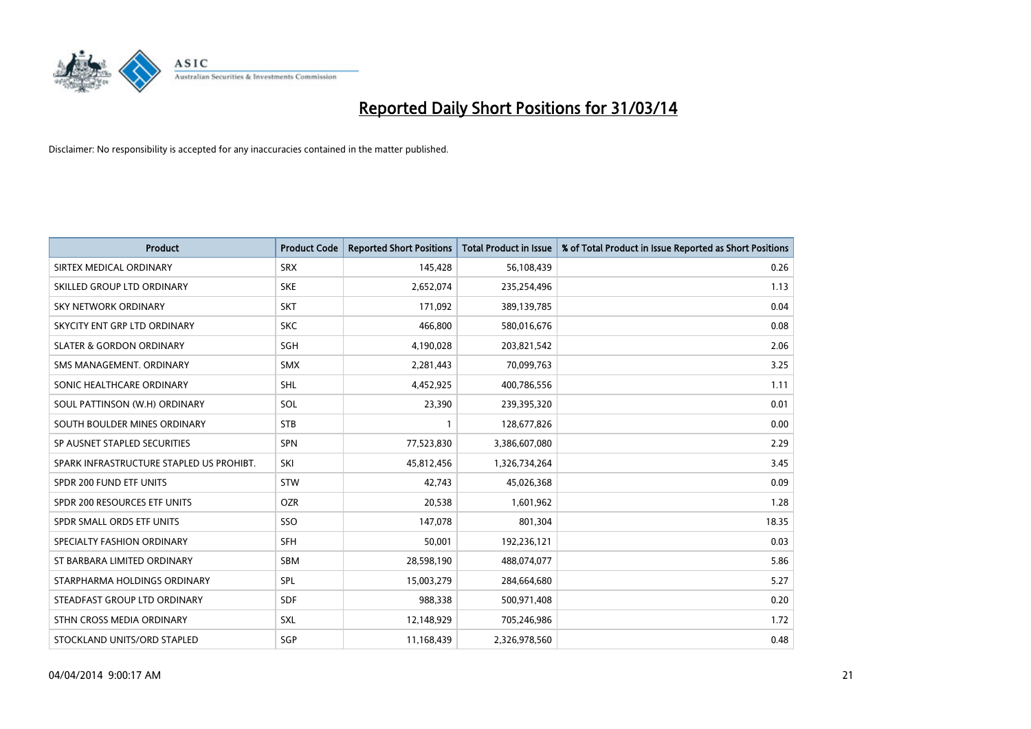# Reported Daily Short Positions for 31/03/14

Disclaimer: No responsibility is accepted for any inaccuracies contained in the matter published.

| Product | Product Code | Reported Short Positions | Total Product in Issue | % of Total Product in Issue Reported as Short Positions |
|---|---|---|---|---|
| SIRTEX MEDICAL ORDINARY | SRX | 145,428 | 56,108,439 | 0.26 |
| SKILLED GROUP LTD ORDINARY | SKE | 2,652,074 | 235,254,496 | 1.13 |
| SKY NETWORK ORDINARY | SKT | 171,092 | 389,139,785 | 0.04 |
| SKYCITY ENT GRP LTD ORDINARY | SKC | 466,800 | 580,016,676 | 0.08 |
| SLATER & GORDON ORDINARY | SGH | 4,190,028 | 203,821,542 | 2.06 |
| SMS MANAGEMENT. ORDINARY | SMX | 2,281,443 | 70,099,763 | 3.25 |
| SONIC HEALTHCARE ORDINARY | SHL | 4,452,925 | 400,786,556 | 1.11 |
| SOUL PATTINSON (W.H) ORDINARY | SOL | 23,390 | 239,395,320 | 0.01 |
| SOUTH BOULDER MINES ORDINARY | STB | 1 | 128,677,826 | 0.00 |
| SP AUSNET STAPLED SECURITIES | SPN | 77,523,830 | 3,386,607,080 | 2.29 |
| SPARK INFRASTRUCTURE STAPLED US PROHIBT. | SKI | 45,812,456 | 1,326,734,264 | 3.45 |
| SPDR 200 FUND ETF UNITS | STW | 42,743 | 45,026,368 | 0.09 |
| SPDR 200 RESOURCES ETF UNITS | OZR | 20,538 | 1,601,962 | 1.28 |
| SPDR SMALL ORDS ETF UNITS | SSO | 147,078 | 801,304 | 18.35 |
| SPECIALTY FASHION ORDINARY | SFH | 50,001 | 192,236,121 | 0.03 |
| ST BARBARA LIMITED ORDINARY | SBM | 28,598,190 | 488,074,077 | 5.86 |
| STARPHARMA HOLDINGS ORDINARY | SPL | 15,003,279 | 284,664,680 | 5.27 |
| STEADFAST GROUP LTD ORDINARY | SDF | 988,338 | 500,971,408 | 0.20 |
| STHN CROSS MEDIA ORDINARY | SXL | 12,148,929 | 705,246,986 | 1.72 |
| STOCKLAND UNITS/ORD STAPLED | SGP | 11,168,439 | 2,326,978,560 | 0.48 |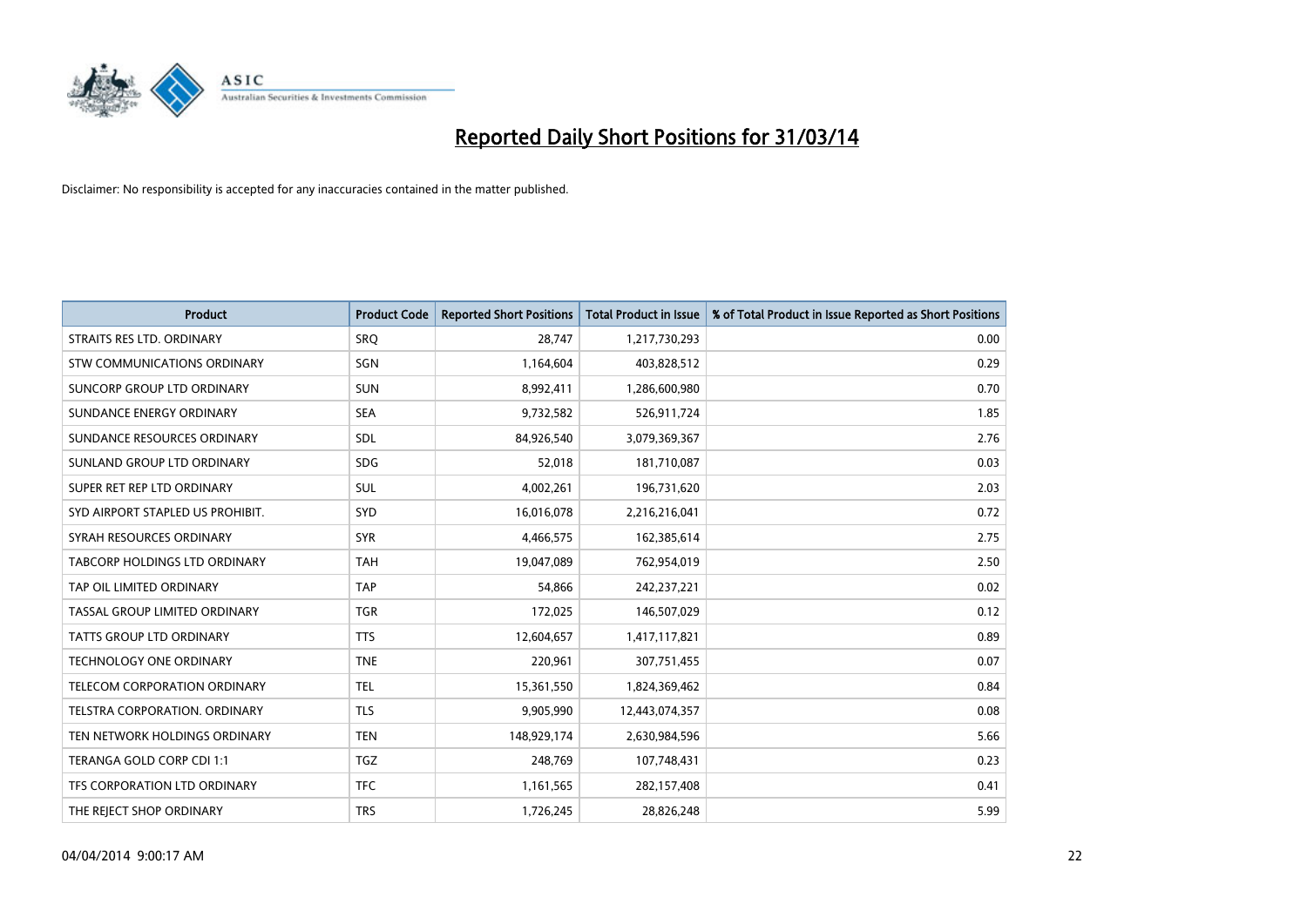# Reported Daily Short Positions for 31/03/14

Disclaimer: No responsibility is accepted for any inaccuracies contained in the matter published.

| Product | Product Code | Reported Short Positions | Total Product in Issue | % of Total Product in Issue Reported as Short Positions |
|---|---|---|---|---|
| STRAITS RES LTD. ORDINARY | SRQ | 28,747 | 1,217,730,293 | 0.00 |
| STW COMMUNICATIONS ORDINARY | SGN | 1,164,604 | 403,828,512 | 0.29 |
| SUNCORP GROUP LTD ORDINARY | SUN | 8,992,411 | 1,286,600,980 | 0.70 |
| SUNDANCE ENERGY ORDINARY | SEA | 9,732,582 | 526,911,724 | 1.85 |
| SUNDANCE RESOURCES ORDINARY | SDL | 84,926,540 | 3,079,369,367 | 2.76 |
| SUNLAND GROUP LTD ORDINARY | SDG | 52,018 | 181,710,087 | 0.03 |
| SUPER RET REP LTD ORDINARY | SUL | 4,002,261 | 196,731,620 | 2.03 |
| SYD AIRPORT STAPLED US PROHIBIT. | SYD | 16,016,078 | 2,216,216,041 | 0.72 |
| SYRAH RESOURCES ORDINARY | SYR | 4,466,575 | 162,385,614 | 2.75 |
| TABCORP HOLDINGS LTD ORDINARY | TAH | 19,047,089 | 762,954,019 | 2.50 |
| TAP OIL LIMITED ORDINARY | TAP | 54,866 | 242,237,221 | 0.02 |
| TASSAL GROUP LIMITED ORDINARY | TGR | 172,025 | 146,507,029 | 0.12 |
| TATTS GROUP LTD ORDINARY | TTS | 12,604,657 | 1,417,117,821 | 0.89 |
| TECHNOLOGY ONE ORDINARY | TNE | 220,961 | 307,751,455 | 0.07 |
| TELECOM CORPORATION ORDINARY | TEL | 15,361,550 | 1,824,369,462 | 0.84 |
| TELSTRA CORPORATION. ORDINARY | TLS | 9,905,990 | 12,443,074,357 | 0.08 |
| TEN NETWORK HOLDINGS ORDINARY | TEN | 148,929,174 | 2,630,984,596 | 5.66 |
| TERANGA GOLD CORP CDI 1:1 | TGZ | 248,769 | 107,748,431 | 0.23 |
| TFS CORPORATION LTD ORDINARY | TFC | 1,161,565 | 282,157,408 | 0.41 |
| THE REJECT SHOP ORDINARY | TRS | 1,726,245 | 28,826,248 | 5.99 |

04/04/2014 9:00:17 AM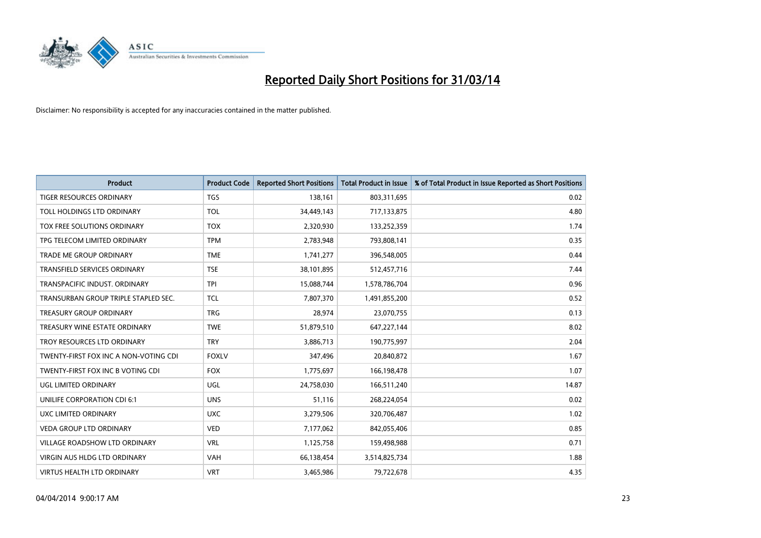# Reported Daily Short Positions for 31/03/14

Disclaimer: No responsibility is accepted for any inaccuracies contained in the matter published.

| Product | Product Code | Reported Short Positions | Total Product in Issue | % of Total Product in Issue Reported as Short Positions |
|---|---|---|---|---|
| TIGER RESOURCES ORDINARY | TGS | 138,161 | 803,311,695 | 0.02 |
| TOLL HOLDINGS LTD ORDINARY | TOL | 34,449,143 | 717,133,875 | 4.80 |
| TOX FREE SOLUTIONS ORDINARY | TOX | 2,320,930 | 133,252,359 | 1.74 |
| TPG TELECOM LIMITED ORDINARY | TPM | 2,783,948 | 793,808,141 | 0.35 |
| TRADE ME GROUP ORDINARY | TME | 1,741,277 | 396,548,005 | 0.44 |
| TRANSFIELD SERVICES ORDINARY | TSE | 38,101,895 | 512,457,716 | 7.44 |
| TRANSPACIFIC INDUST. ORDINARY | TPI | 15,088,744 | 1,578,786,704 | 0.96 |
| TRANSURBAN GROUP TRIPLE STAPLED SEC. | TCL | 7,807,370 | 1,491,855,200 | 0.52 |
| TREASURY GROUP ORDINARY | TRG | 28,974 | 23,070,755 | 0.13 |
| TREASURY WINE ESTATE ORDINARY | TWE | 51,879,510 | 647,227,144 | 8.02 |
| TROY RESOURCES LTD ORDINARY | TRY | 3,886,713 | 190,775,997 | 2.04 |
| TWENTY-FIRST FOX INC A NON-VOTING CDI | FOXLV | 347,496 | 20,840,872 | 1.67 |
| TWENTY-FIRST FOX INC B VOTING CDI | FOX | 1,775,697 | 166,198,478 | 1.07 |
| UGL LIMITED ORDINARY | UGL | 24,758,030 | 166,511,240 | 14.87 |
| UNILIFE CORPORATION CDI 6:1 | UNS | 51,116 | 268,224,054 | 0.02 |
| UXC LIMITED ORDINARY | UXC | 3,279,506 | 320,706,487 | 1.02 |
| VEDA GROUP LTD ORDINARY | VED | 7,177,062 | 842,055,406 | 0.85 |
| VILLAGE ROADSHOW LTD ORDINARY | VRL | 1,125,758 | 159,498,988 | 0.71 |
| VIRGIN AUS HLDG LTD ORDINARY | VAH | 66,138,454 | 3,514,825,734 | 1.88 |
| VIRTUS HEALTH LTD ORDINARY | VRT | 3,465,986 | 79,722,678 | 4.35 |

04/04/2014 9:00:17 AM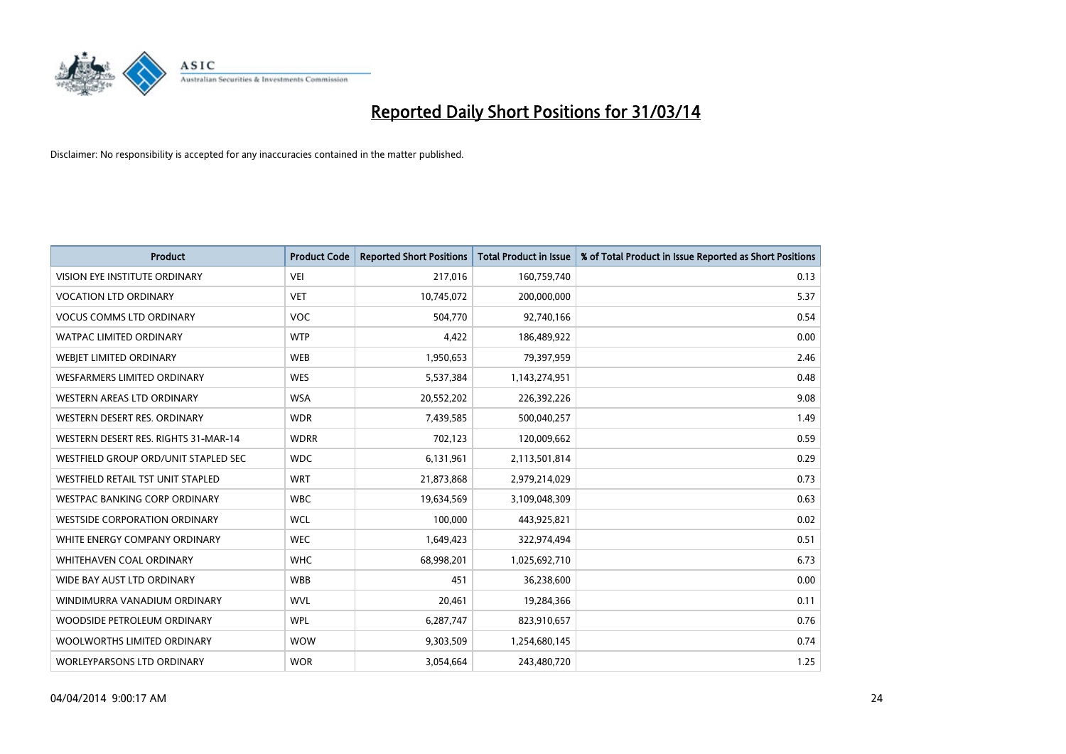# Reported Daily Short Positions for 31/03/14

Disclaimer: No responsibility is accepted for any inaccuracies contained in the matter published.

| Product | Product Code | Reported Short Positions | Total Product in Issue | % of Total Product in Issue Reported as Short Positions |
| --- | --- | --- | --- | --- |
| VISION EYE INSTITUTE ORDINARY | VEI | 217,016 | 160,759,740 | 0.13 |
| VOCATION LTD ORDINARY | VET | 10,745,072 | 200,000,000 | 5.37 |
| VOCUS COMMS LTD ORDINARY | VOC | 504,770 | 92,740,166 | 0.54 |
| WATPAC LIMITED ORDINARY | WTP | 4,422 | 186,489,922 | 0.00 |
| WEBJET LIMITED ORDINARY | WEB | 1,950,653 | 79,397,959 | 2.46 |
| WESFARMERS LIMITED ORDINARY | WES | 5,537,384 | 1,143,274,951 | 0.48 |
| WESTERN AREAS LTD ORDINARY | WSA | 20,552,202 | 226,392,226 | 9.08 |
| WESTERN DESERT RES. ORDINARY | WDR | 7,439,585 | 500,040,257 | 1.49 |
| WESTERN DESERT RES. RIGHTS 31-MAR-14 | WDRR | 702,123 | 120,009,662 | 0.59 |
| WESTFIELD GROUP ORD/UNIT STAPLED SEC | WDC | 6,131,961 | 2,113,501,814 | 0.29 |
| WESTFIELD RETAIL TST UNIT STAPLED | WRT | 21,873,868 | 2,979,214,029 | 0.73 |
| WESTPAC BANKING CORP ORDINARY | WBC | 19,634,569 | 3,109,048,309 | 0.63 |
| WESTSIDE CORPORATION ORDINARY | WCL | 100,000 | 443,925,821 | 0.02 |
| WHITE ENERGY COMPANY ORDINARY | WEC | 1,649,423 | 322,974,494 | 0.51 |
| WHITEHAVEN COAL ORDINARY | WHC | 68,998,201 | 1,025,692,710 | 6.73 |
| WIDE BAY AUST LTD ORDINARY | WBB | 451 | 36,238,600 | 0.00 |
| WINDIMURRA VANADIUM ORDINARY | WVL | 20,461 | 19,284,366 | 0.11 |
| WOODSIDE PETROLEUM ORDINARY | WPL | 6,287,747 | 823,910,657 | 0.76 |
| WOOLWORTHS LIMITED ORDINARY | WOW | 9,303,509 | 1,254,680,145 | 0.74 |
| WORLEYPARSONS LTD ORDINARY | WOR | 3,054,664 | 243,480,720 | 1.25 |

04/04/2014 9:00:17 AM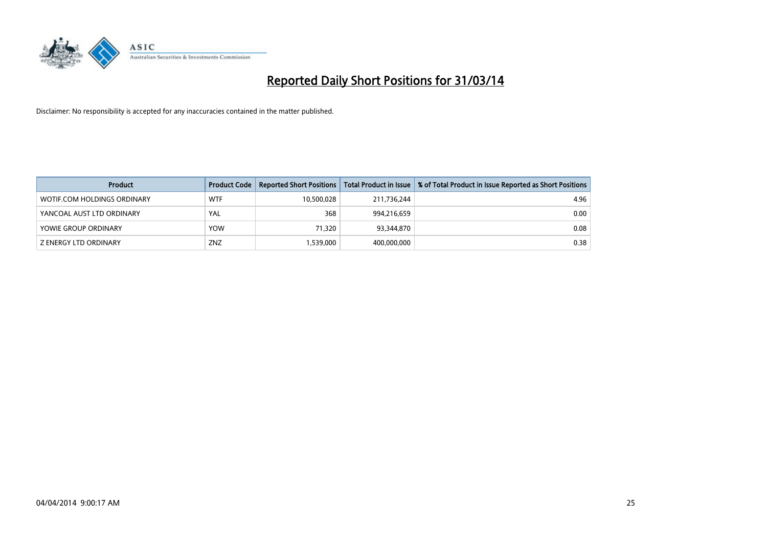# Reported Daily Short Positions for 31/03/14

Disclaimer: No responsibility is accepted for any inaccuracies contained in the matter published.

| Product | Product Code | Reported Short Positions | Total Product in Issue | % of Total Product in Issue Reported as Short Positions |
|---|---|---|---|---|
| WOTIF.COM HOLDINGS ORDINARY | WTF | 10,500,028 | 211,736,244 | 4.96 |
| YANCOAL AUST LTD ORDINARY | YAL | 368 | 994,216,659 | 0.00 |
| YOWIE GROUP ORDINARY | YOW | 71,320 | 93,344,870 | 0.08 |
| Z ENERGY LTD ORDINARY | ZNZ | 1,539,000 | 400,000,000 | 0.38 |

04/04/2014 9:00:17 AM